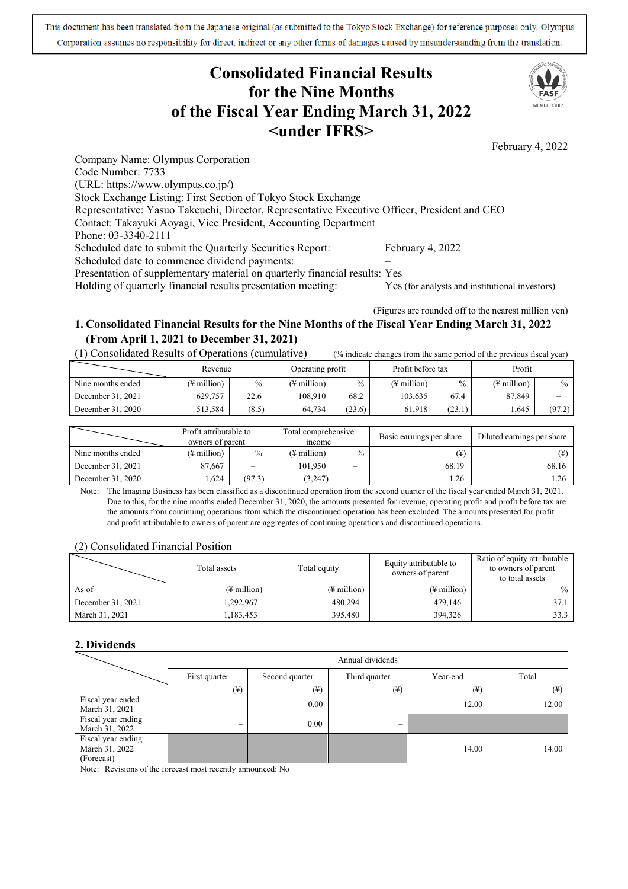This document has been translated from the Japanese original (as submitted to the Tokyo Stock Exchange) for reference purposes only. Olympus Corporation assumes no responsibility for direct, indirect or any other forms of damages caused by misunderstanding from the translation.

# Consolidated Financial Results for the Nine Months of the Fiscal Year Ending March 31, 2022 <under IFRS>

February 4, 2022

Company Name: Olympus Corporation
Code Number: 7733
(URL: https://www.olympus.co.jp/)
Stock Exchange Listing: First Section of Tokyo Stock Exchange
Representative: Yasuo Takeuchi, Director, Representative Executive Officer, President and CEO
Contact: Takayuki Aoyagi, Vice President, Accounting Department
Phone: 03-3340-2111
Scheduled date to submit the Quarterly Securities Report: February 4, 2022
Scheduled date to commence dividend payments: –
Presentation of supplementary material on quarterly financial results: Yes
Holding of quarterly financial results presentation meeting: Yes (for analysts and institutional investors)

(Figures are rounded off to the nearest million yen)

## 1. Consolidated Financial Results for the Nine Months of the Fiscal Year Ending March 31, 2022 (From April 1, 2021 to December 31, 2021)

(1) Consolidated Results of Operations (cumulative) (% indicate changes from the same period of the previous fiscal year)

| | Revenue | | Operating profit | | Profit before tax | | Profit | |
|---|---|---|---|---|---|---|---|---|
| Nine months ended | (¥ million) | % | (¥ million) | % | (¥ million) | % | (¥ million) | % |
| December 31, 2021 | 629,757 | 22.6 | 108,910 | 68.2 | 103,635 | 67.4 | 87,849 | – |
| December 31, 2020 | 513,584 | (8.5) | 64,734 | (23.6) | 61,918 | (23.1) | 1,645 | (97.2) |

| | Profit attributable to owners of parent | | Total comprehensive income | | Basic earnings per share | Diluted earnings per share |
|---|---|---|---|---|---|---|
| Nine months ended | (¥ million) | % | (¥ million) | % | (¥) | (¥) |
| December 31, 2021 | 87,667 | – | 101,950 | – | 68.19 | 68.16 |
| December 31, 2020 | 1,624 | (97.3) | (3,247) | – | 1.26 | 1.26 |

Note: The Imaging Business has been classified as a discontinued operation from the second quarter of the fiscal year ended March 31, 2021. Due to this, for the nine months ended December 31, 2020, the amounts presented for revenue, operating profit and profit before tax are the amounts from continuing operations from which the discontinued operation has been excluded. The amounts presented for profit and profit attributable to owners of parent are aggregates of continuing operations and discontinued operations.

(2) Consolidated Financial Position

| | Total assets | Total equity | Equity attributable to owners of parent | Ratio of equity attributable to owners of parent to total assets |
|---|---|---|---|---|
| As of | (¥ million) | (¥ million) | (¥ million) | % |
| December 31, 2021 | 1,292,967 | 480,294 | 479,146 | 37.1 |
| March 31, 2021 | 1,183,453 | 395,480 | 394,326 | 33.3 |

## 2. Dividends

| | Annual dividends | | | | |
|---|---|---|---|---|---|
| | First quarter | Second quarter | Third quarter | Year-end | Total |
| | (¥) | (¥) | (¥) | (¥) | (¥) |
| Fiscal year ended March 31, 2021 | – | 0.00 | – | 12.00 | 12.00 |
| Fiscal year ending March 31, 2022 | – | 0.00 | – | | |
| Fiscal year ending March 31, 2022 (Forecast) | | | | 14.00 | 14.00 |

Note: Revisions of the forecast most recently announced: No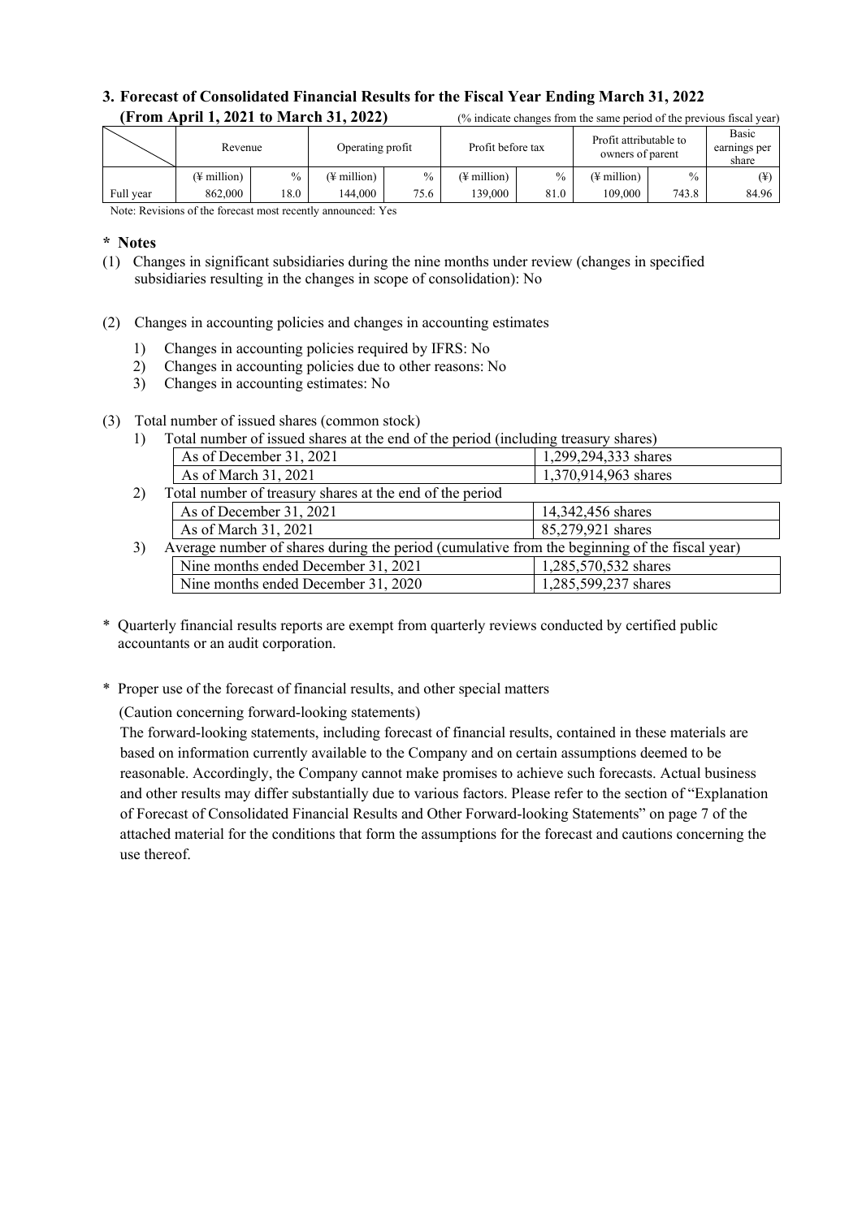## 3. Forecast of Consolidated Financial Results for the Fiscal Year Ending March 31, 2022 (From April 1, 2021 to March 31, 2022)

(% indicate changes from the same period of the previous fiscal year)

| | Revenue | | Operating profit | | Profit before tax | | Profit attributable to owners of parent | | Basic earnings per share |
|---|---|---|---|---|---|---|---|---|---|
| | (¥ million) | % | (¥ million) | % | (¥ million) | % | (¥ million) | % | (¥) |
| Full year | 862,000 | 18.0 | 144,000 | 75.6 | 139,000 | 81.0 | 109,000 | 743.8 | 84.96 |

Note: Revisions of the forecast most recently announced: Yes

**\* Notes**

(1) Changes in significant subsidiaries during the nine months under review (changes in specified subsidiaries resulting in the changes in scope of consolidation): No

(2) Changes in accounting policies and changes in accounting estimates

1) Changes in accounting policies required by IFRS: No
2) Changes in accounting policies due to other reasons: No
3) Changes in accounting estimates: No

(3) Total number of issued shares (common stock)

1) Total number of issued shares at the end of the period (including treasury shares)

| | |
|---|---|
| As of December 31, 2021 | 1,299,294,333 shares |
| As of March 31, 2021 | 1,370,914,963 shares |

2) Total number of treasury shares at the end of the period

| | |
|---|---|
| As of December 31, 2021 | 14,342,456 shares |
| As of March 31, 2021 | 85,279,921 shares |

3) Average number of shares during the period (cumulative from the beginning of the fiscal year)

| | |
|---|---|
| Nine months ended December 31, 2021 | 1,285,570,532 shares |
| Nine months ended December 31, 2020 | 1,285,599,237 shares |

\* Quarterly financial results reports are exempt from quarterly reviews conducted by certified public accountants or an audit corporation.

\* Proper use of the forecast of financial results, and other special matters

(Caution concerning forward-looking statements)

The forward-looking statements, including forecast of financial results, contained in these materials are based on information currently available to the Company and on certain assumptions deemed to be reasonable. Accordingly, the Company cannot make promises to achieve such forecasts. Actual business and other results may differ substantially due to various factors. Please refer to the section of "Explanation of Forecast of Consolidated Financial Results and Other Forward-looking Statements" on page 7 of the attached material for the conditions that form the assumptions for the forecast and cautions concerning the use thereof.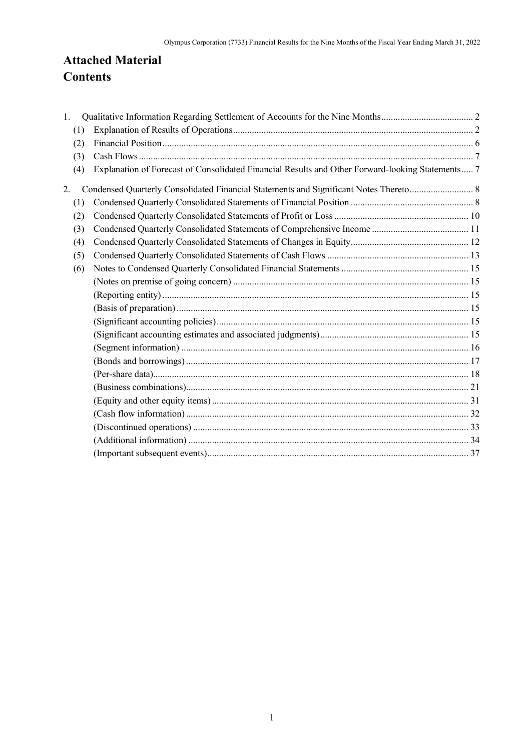# Attached Material
# Contents

1. Qualitative Information Regarding Settlement of Accounts for the Nine Months ....................................... 2
   (1) Explanation of Results of Operations ........................................................................................................ 2
   (2) Financial Position ........................................................................................................................................ 6
   (3) Cash Flows .................................................................................................................................................. 7
   (4) Explanation of Forecast of Consolidated Financial Results and Other Forward-looking Statements ..... 7
2. Condensed Quarterly Consolidated Financial Statements and Significant Notes Thereto ........................... 8
   (1) Condensed Quarterly Consolidated Statements of Financial Position ................................................... 8
   (2) Condensed Quarterly Consolidated Statements of Profit or Loss ......................................................... 10
   (3) Condensed Quarterly Consolidated Statements of Comprehensive Income ......................................... 11
   (4) Condensed Quarterly Consolidated Statements of Changes in Equity .................................................. 12
   (5) Condensed Quarterly Consolidated Statements of Cash Flows ............................................................ 13
   (6) Notes to Condensed Quarterly Consolidated Financial Statements ...................................................... 15
       (Notes on premise of going concern) ................................................................................................... 15
       (Reporting entity) ................................................................................................................................. 15
       (Basis of preparation) ........................................................................................................................... 15
       (Significant accounting policies) .......................................................................................................... 15
       (Significant accounting estimates and associated judgments) ............................................................. 15
       (Segment information) ......................................................................................................................... 16
       (Bonds and borrowings) ....................................................................................................................... 17
       (Per-share data) ..................................................................................................................................... 18
       (Business combinations) ....................................................................................................................... 21
       (Equity and other equity items) ............................................................................................................ 31
       (Cash flow information) ....................................................................................................................... 32
       (Discontinued operations) .................................................................................................................... 33
       (Additional information) ...................................................................................................................... 34
       (Important subsequent events) .............................................................................................................. 37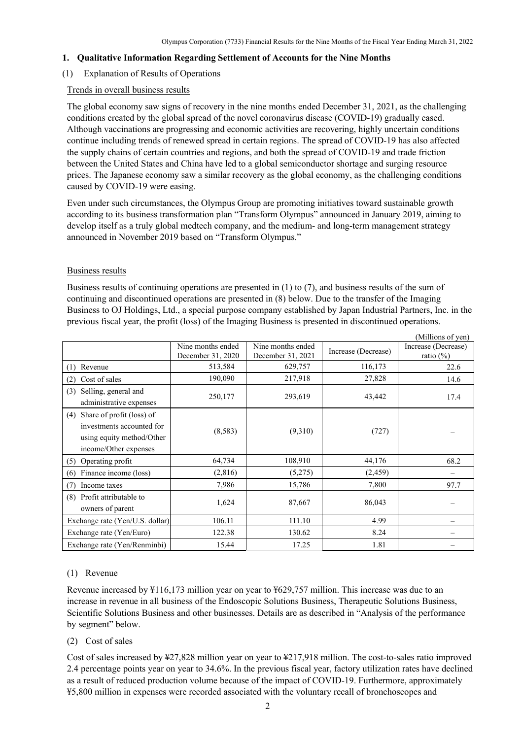## 1. Qualitative Information Regarding Settlement of Accounts for the Nine Months

### (1) Explanation of Results of Operations

Trends in overall business results

The global economy saw signs of recovery in the nine months ended December 31, 2021, as the challenging conditions created by the global spread of the novel coronavirus disease (COVID-19) gradually eased. Although vaccinations are progressing and economic activities are recovering, highly uncertain conditions continue including trends of renewed spread in certain regions. The spread of COVID-19 has also affected the supply chains of certain countries and regions, and both the spread of COVID-19 and trade friction between the United States and China have led to a global semiconductor shortage and surging resource prices. The Japanese economy saw a similar recovery as the global economy, as the challenging conditions caused by COVID-19 were easing.

Even under such circumstances, the Olympus Group are promoting initiatives toward sustainable growth according to its business transformation plan "Transform Olympus" announced in January 2019, aiming to develop itself as a truly global medtech company, and the medium- and long-term management strategy announced in November 2019 based on "Transform Olympus."

Business results

Business results of continuing operations are presented in (1) to (7), and business results of the sum of continuing and discontinued operations are presented in (8) below. Due to the transfer of the Imaging Business to OJ Holdings, Ltd., a special purpose company established by Japan Industrial Partners, Inc. in the previous fiscal year, the profit (loss) of the Imaging Business is presented in discontinued operations.

(Millions of yen)

| | Nine months ended December 31, 2020 | Nine months ended December 31, 2021 | Increase (Decrease) | Increase (Decrease) ratio (%) |
|---|---|---|---|---|
| (1) Revenue | 513,584 | 629,757 | 116,173 | 22.6 |
| (2) Cost of sales | 190,090 | 217,918 | 27,828 | 14.6 |
| (3) Selling, general and administrative expenses | 250,177 | 293,619 | 43,442 | 17.4 |
| (4) Share of profit (loss) of investments accounted for using equity method/Other income/Other expenses | (8,583) | (9,310) | (727) | – |
| (5) Operating profit | 64,734 | 108,910 | 44,176 | 68.2 |
| (6) Finance income (loss) | (2,816) | (5,275) | (2,459) | – |
| (7) Income taxes | 7,986 | 15,786 | 7,800 | 97.7 |
| (8) Profit attributable to owners of parent | 1,624 | 87,667 | 86,043 | – |
| Exchange rate (Yen/U.S. dollar) | 106.11 | 111.10 | 4.99 | – |
| Exchange rate (Yen/Euro) | 122.38 | 130.62 | 8.24 | – |
| Exchange rate (Yen/Renminbi) | 15.44 | 17.25 | 1.81 | – |

(1) Revenue

Revenue increased by ¥116,173 million year on year to ¥629,757 million. This increase was due to an increase in revenue in all business of the Endoscopic Solutions Business, Therapeutic Solutions Business, Scientific Solutions Business and other businesses. Details are as described in "Analysis of the performance by segment" below.

(2) Cost of sales

Cost of sales increased by ¥27,828 million year on year to ¥217,918 million. The cost-to-sales ratio improved 2.4 percentage points year on year to 34.6%. In the previous fiscal year, factory utilization rates have declined as a result of reduced production volume because of the impact of COVID-19. Furthermore, approximately ¥5,800 million in expenses were recorded associated with the voluntary recall of bronchoscopes and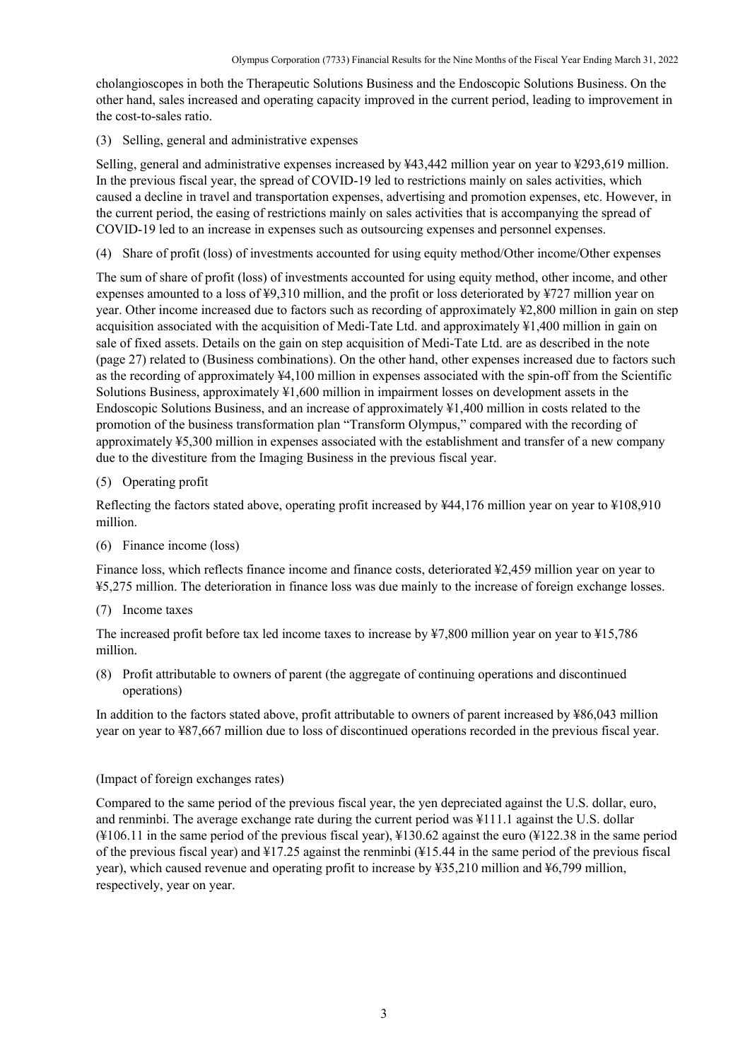cholangioscopes in both the Therapeutic Solutions Business and the Endoscopic Solutions Business. On the other hand, sales increased and operating capacity improved in the current period, leading to improvement in the cost-to-sales ratio.

(3) Selling, general and administrative expenses

Selling, general and administrative expenses increased by ¥43,442 million year on year to ¥293,619 million. In the previous fiscal year, the spread of COVID-19 led to restrictions mainly on sales activities, which caused a decline in travel and transportation expenses, advertising and promotion expenses, etc. However, in the current period, the easing of restrictions mainly on sales activities that is accompanying the spread of COVID-19 led to an increase in expenses such as outsourcing expenses and personnel expenses.

(4) Share of profit (loss) of investments accounted for using equity method/Other income/Other expenses

The sum of share of profit (loss) of investments accounted for using equity method, other income, and other expenses amounted to a loss of ¥9,310 million, and the profit or loss deteriorated by ¥727 million year on year. Other income increased due to factors such as recording of approximately ¥2,800 million in gain on step acquisition associated with the acquisition of Medi-Tate Ltd. and approximately ¥1,400 million in gain on sale of fixed assets. Details on the gain on step acquisition of Medi-Tate Ltd. are as described in the note (page 27) related to (Business combinations). On the other hand, other expenses increased due to factors such as the recording of approximately ¥4,100 million in expenses associated with the spin-off from the Scientific Solutions Business, approximately ¥1,600 million in impairment losses on development assets in the Endoscopic Solutions Business, and an increase of approximately ¥1,400 million in costs related to the promotion of the business transformation plan "Transform Olympus," compared with the recording of approximately ¥5,300 million in expenses associated with the establishment and transfer of a new company due to the divestiture from the Imaging Business in the previous fiscal year.

(5) Operating profit

Reflecting the factors stated above, operating profit increased by ¥44,176 million year on year to ¥108,910 million.

(6) Finance income (loss)

Finance loss, which reflects finance income and finance costs, deteriorated ¥2,459 million year on year to ¥5,275 million. The deterioration in finance loss was due mainly to the increase of foreign exchange losses.

(7) Income taxes

The increased profit before tax led income taxes to increase by ¥7,800 million year on year to ¥15,786 million.

(8) Profit attributable to owners of parent (the aggregate of continuing operations and discontinued operations)

In addition to the factors stated above, profit attributable to owners of parent increased by ¥86,043 million year on year to ¥87,667 million due to loss of discontinued operations recorded in the previous fiscal year.

(Impact of foreign exchanges rates)

Compared to the same period of the previous fiscal year, the yen depreciated against the U.S. dollar, euro, and renminbi. The average exchange rate during the current period was ¥111.1 against the U.S. dollar (¥106.11 in the same period of the previous fiscal year), ¥130.62 against the euro (¥122.38 in the same period of the previous fiscal year) and ¥17.25 against the renminbi (¥15.44 in the same period of the previous fiscal year), which caused revenue and operating profit to increase by ¥35,210 million and ¥6,799 million, respectively, year on year.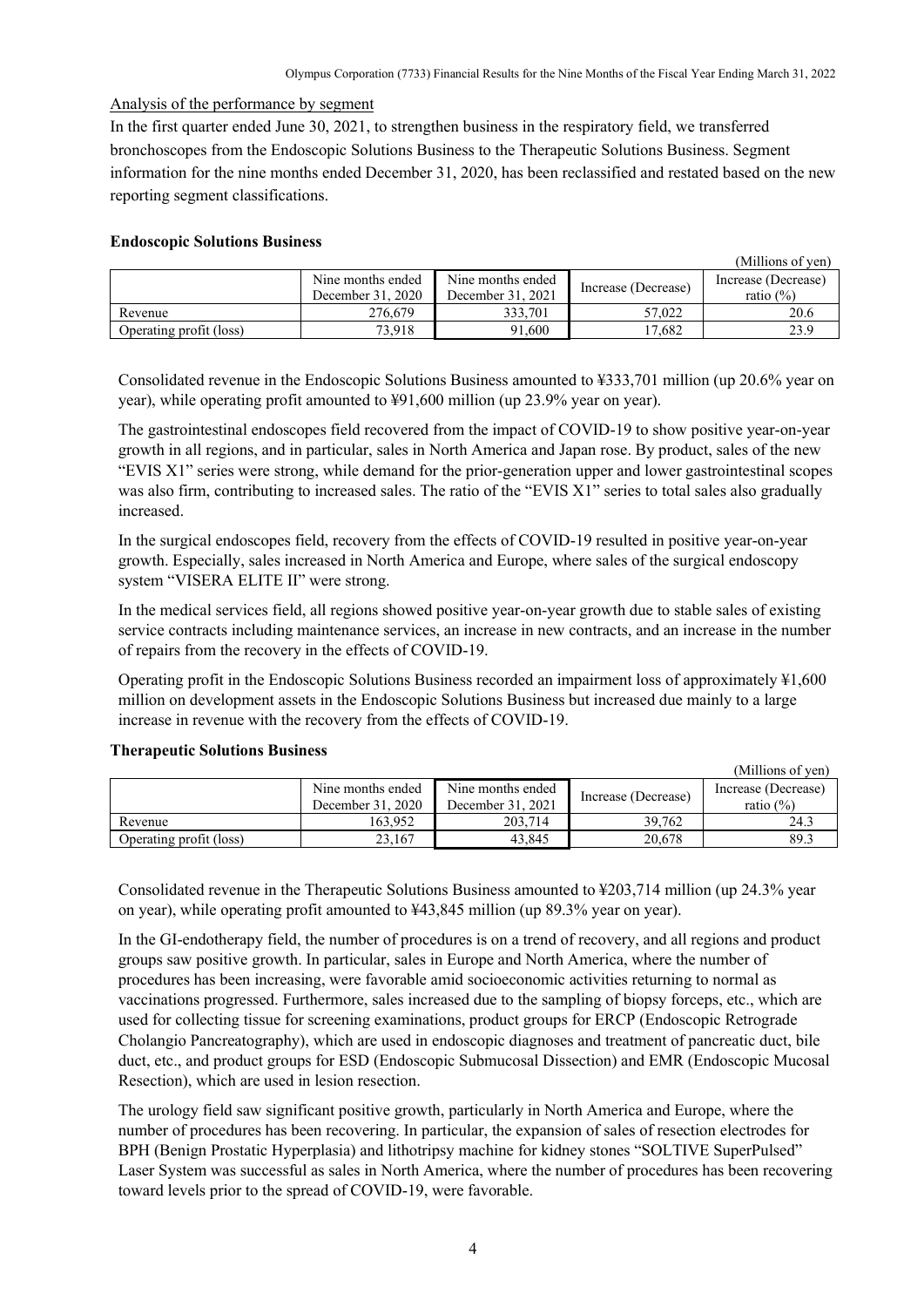Analysis of the performance by segment

In the first quarter ended June 30, 2021, to strengthen business in the respiratory field, we transferred bronchoscopes from the Endoscopic Solutions Business to the Therapeutic Solutions Business. Segment information for the nine months ended December 31, 2020, has been reclassified and restated based on the new reporting segment classifications.

**Endoscopic Solutions Business**

(Millions of yen)

| | Nine months ended December 31, 2020 | Nine months ended December 31, 2021 | Increase (Decrease) | Increase (Decrease) ratio (%) |
|---|---|---|---|---|
| Revenue | 276,679 | 333,701 | 57,022 | 20.6 |
| Operating profit (loss) | 73,918 | 91,600 | 17,682 | 23.9 |

Consolidated revenue in the Endoscopic Solutions Business amounted to ¥333,701 million (up 20.6% year on year), while operating profit amounted to ¥91,600 million (up 23.9% year on year).

The gastrointestinal endoscopes field recovered from the impact of COVID-19 to show positive year-on-year growth in all regions, and in particular, sales in North America and Japan rose. By product, sales of the new "EVIS X1" series were strong, while demand for the prior-generation upper and lower gastrointestinal scopes was also firm, contributing to increased sales. The ratio of the "EVIS X1" series to total sales also gradually increased.

In the surgical endoscopes field, recovery from the effects of COVID-19 resulted in positive year-on-year growth. Especially, sales increased in North America and Europe, where sales of the surgical endoscopy system "VISERA ELITE II" were strong.

In the medical services field, all regions showed positive year-on-year growth due to stable sales of existing service contracts including maintenance services, an increase in new contracts, and an increase in the number of repairs from the recovery in the effects of COVID-19.

Operating profit in the Endoscopic Solutions Business recorded an impairment loss of approximately ¥1,600 million on development assets in the Endoscopic Solutions Business but increased due mainly to a large increase in revenue with the recovery from the effects of COVID-19.

**Therapeutic Solutions Business**

(Millions of yen)

| | Nine months ended December 31, 2020 | Nine months ended December 31, 2021 | Increase (Decrease) | Increase (Decrease) ratio (%) |
|---|---|---|---|---|
| Revenue | 163,952 | 203,714 | 39,762 | 24.3 |
| Operating profit (loss) | 23,167 | 43,845 | 20,678 | 89.3 |

Consolidated revenue in the Therapeutic Solutions Business amounted to ¥203,714 million (up 24.3% year on year), while operating profit amounted to ¥43,845 million (up 89.3% year on year).

In the GI-endotherapy field, the number of procedures is on a trend of recovery, and all regions and product groups saw positive growth. In particular, sales in Europe and North America, where the number of procedures has been increasing, were favorable amid socioeconomic activities returning to normal as vaccinations progressed. Furthermore, sales increased due to the sampling of biopsy forceps, etc., which are used for collecting tissue for screening examinations, product groups for ERCP (Endoscopic Retrograde Cholangio Pancreatography), which are used in endoscopic diagnoses and treatment of pancreatic duct, bile duct, etc., and product groups for ESD (Endoscopic Submucosal Dissection) and EMR (Endoscopic Mucosal Resection), which are used in lesion resection.

The urology field saw significant positive growth, particularly in North America and Europe, where the number of procedures has been recovering. In particular, the expansion of sales of resection electrodes for BPH (Benign Prostatic Hyperplasia) and lithotripsy machine for kidney stones "SOLTIVE SuperPulsed" Laser System was successful as sales in North America, where the number of procedures has been recovering toward levels prior to the spread of COVID-19, were favorable.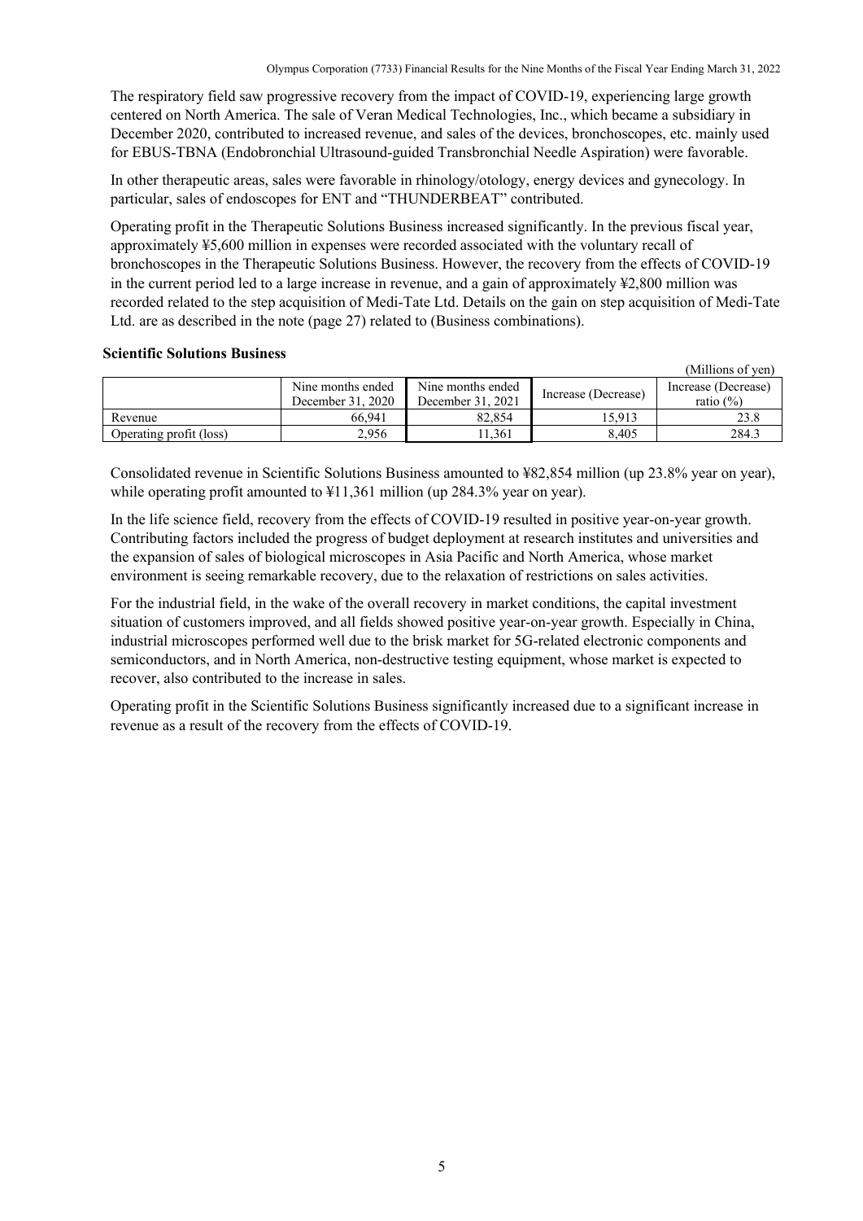The respiratory field saw progressive recovery from the impact of COVID-19, experiencing large growth centered on North America. The sale of Veran Medical Technologies, Inc., which became a subsidiary in December 2020, contributed to increased revenue, and sales of the devices, bronchoscopes, etc. mainly used for EBUS-TBNA (Endobronchial Ultrasound-guided Transbronchial Needle Aspiration) were favorable.

In other therapeutic areas, sales were favorable in rhinology/otology, energy devices and gynecology. In particular, sales of endoscopes for ENT and "THUNDERBEAT" contributed.

Operating profit in the Therapeutic Solutions Business increased significantly. In the previous fiscal year, approximately ¥5,600 million in expenses were recorded associated with the voluntary recall of bronchoscopes in the Therapeutic Solutions Business. However, the recovery from the effects of COVID-19 in the current period led to a large increase in revenue, and a gain of approximately ¥2,800 million was recorded related to the step acquisition of Medi-Tate Ltd. Details on the gain on step acquisition of Medi-Tate Ltd. are as described in the note (page 27) related to (Business combinations).

**Scientific Solutions Business**

(Millions of yen)

| | Nine months ended December 31, 2020 | Nine months ended December 31, 2021 | Increase (Decrease) | Increase (Decrease) ratio (%) |
|---|---|---|---|---|
| Revenue | 66,941 | 82,854 | 15,913 | 23.8 |
| Operating profit (loss) | 2,956 | 11,361 | 8,405 | 284.3 |

Consolidated revenue in Scientific Solutions Business amounted to ¥82,854 million (up 23.8% year on year), while operating profit amounted to ¥11,361 million (up 284.3% year on year).

In the life science field, recovery from the effects of COVID-19 resulted in positive year-on-year growth. Contributing factors included the progress of budget deployment at research institutes and universities and the expansion of sales of biological microscopes in Asia Pacific and North America, whose market environment is seeing remarkable recovery, due to the relaxation of restrictions on sales activities.

For the industrial field, in the wake of the overall recovery in market conditions, the capital investment situation of customers improved, and all fields showed positive year-on-year growth. Especially in China, industrial microscopes performed well due to the brisk market for 5G-related electronic components and semiconductors, and in North America, non-destructive testing equipment, whose market is expected to recover, also contributed to the increase in sales.

Operating profit in the Scientific Solutions Business significantly increased due to a significant increase in revenue as a result of the recovery from the effects of COVID-19.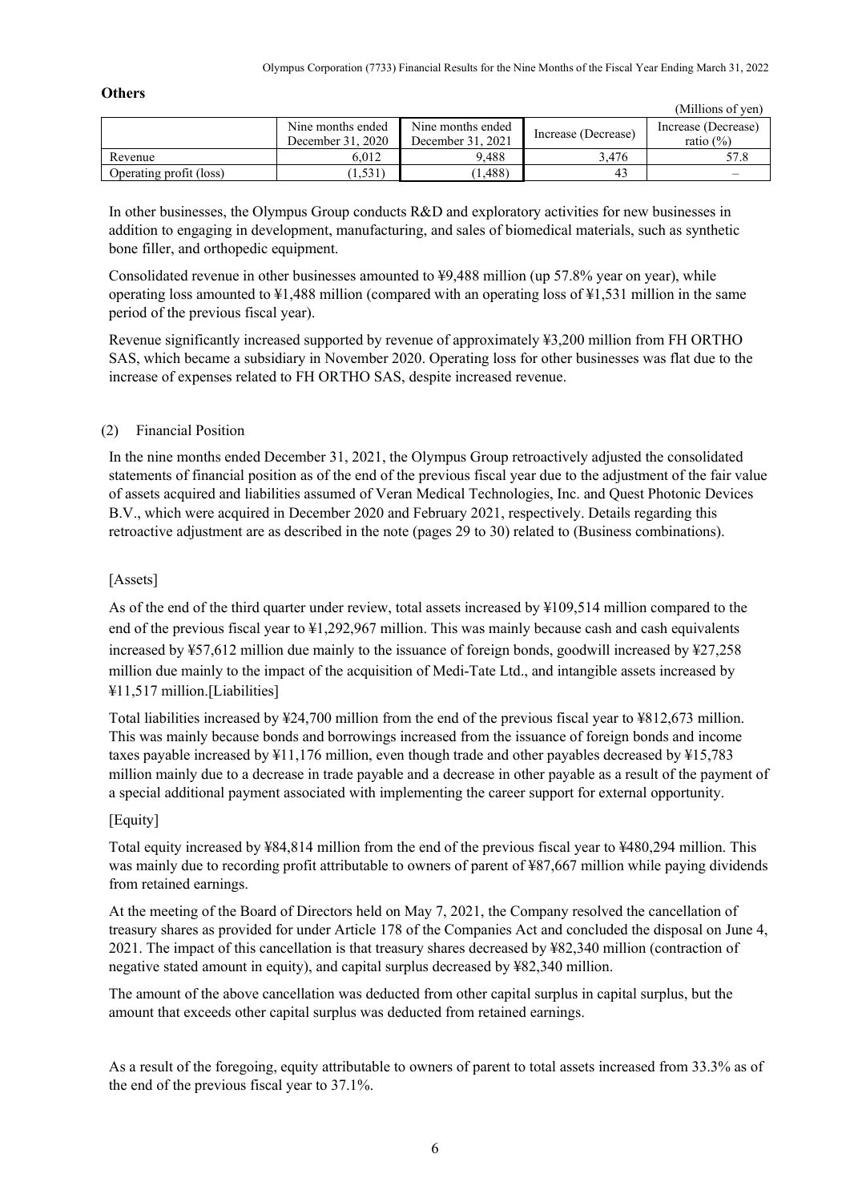**Others**

(Millions of yen)

| | Nine months ended December 31, 2020 | Nine months ended December 31, 2021 | Increase (Decrease) | Increase (Decrease) ratio (%) |
|---|---|---|---|---|
| Revenue | 6,012 | 9,488 | 3,476 | 57.8 |
| Operating profit (loss) | (1,531) | (1,488) | 43 | – |

In other businesses, the Olympus Group conducts R&D and exploratory activities for new businesses in addition to engaging in development, manufacturing, and sales of biomedical materials, such as synthetic bone filler, and orthopedic equipment.

Consolidated revenue in other businesses amounted to ¥9,488 million (up 57.8% year on year), while operating loss amounted to ¥1,488 million (compared with an operating loss of ¥1,531 million in the same period of the previous fiscal year).

Revenue significantly increased supported by revenue of approximately ¥3,200 million from FH ORTHO SAS, which became a subsidiary in November 2020. Operating loss for other businesses was flat due to the increase of expenses related to FH ORTHO SAS, despite increased revenue.

(2) Financial Position

In the nine months ended December 31, 2021, the Olympus Group retroactively adjusted the consolidated statements of financial position as of the end of the previous fiscal year due to the adjustment of the fair value of assets acquired and liabilities assumed of Veran Medical Technologies, Inc. and Quest Photonic Devices B.V., which were acquired in December 2020 and February 2021, respectively. Details regarding this retroactive adjustment are as described in the note (pages 29 to 30) related to (Business combinations).

[Assets]

As of the end of the third quarter under review, total assets increased by ¥109,514 million compared to the end of the previous fiscal year to ¥1,292,967 million. This was mainly because cash and cash equivalents increased by ¥57,612 million due mainly to the issuance of foreign bonds, goodwill increased by ¥27,258 million due mainly to the impact of the acquisition of Medi-Tate Ltd., and intangible assets increased by ¥11,517 million.

[Liabilities]

Total liabilities increased by ¥24,700 million from the end of the previous fiscal year to ¥812,673 million. This was mainly because bonds and borrowings increased from the issuance of foreign bonds and income taxes payable increased by ¥11,176 million, even though trade and other payables decreased by ¥15,783 million mainly due to a decrease in trade payable and a decrease in other payable as a result of the payment of a special additional payment associated with implementing the career support for external opportunity.

[Equity]

Total equity increased by ¥84,814 million from the end of the previous fiscal year to ¥480,294 million. This was mainly due to recording profit attributable to owners of parent of ¥87,667 million while paying dividends from retained earnings.

At the meeting of the Board of Directors held on May 7, 2021, the Company resolved the cancellation of treasury shares as provided for under Article 178 of the Companies Act and concluded the disposal on June 4, 2021. The impact of this cancellation is that treasury shares decreased by ¥82,340 million (contraction of negative stated amount in equity), and capital surplus decreased by ¥82,340 million.

The amount of the above cancellation was deducted from other capital surplus in capital surplus, but the amount that exceeds other capital surplus was deducted from retained earnings.

As a result of the foregoing, equity attributable to owners of parent to total assets increased from 33.3% as of the end of the previous fiscal year to 37.1%.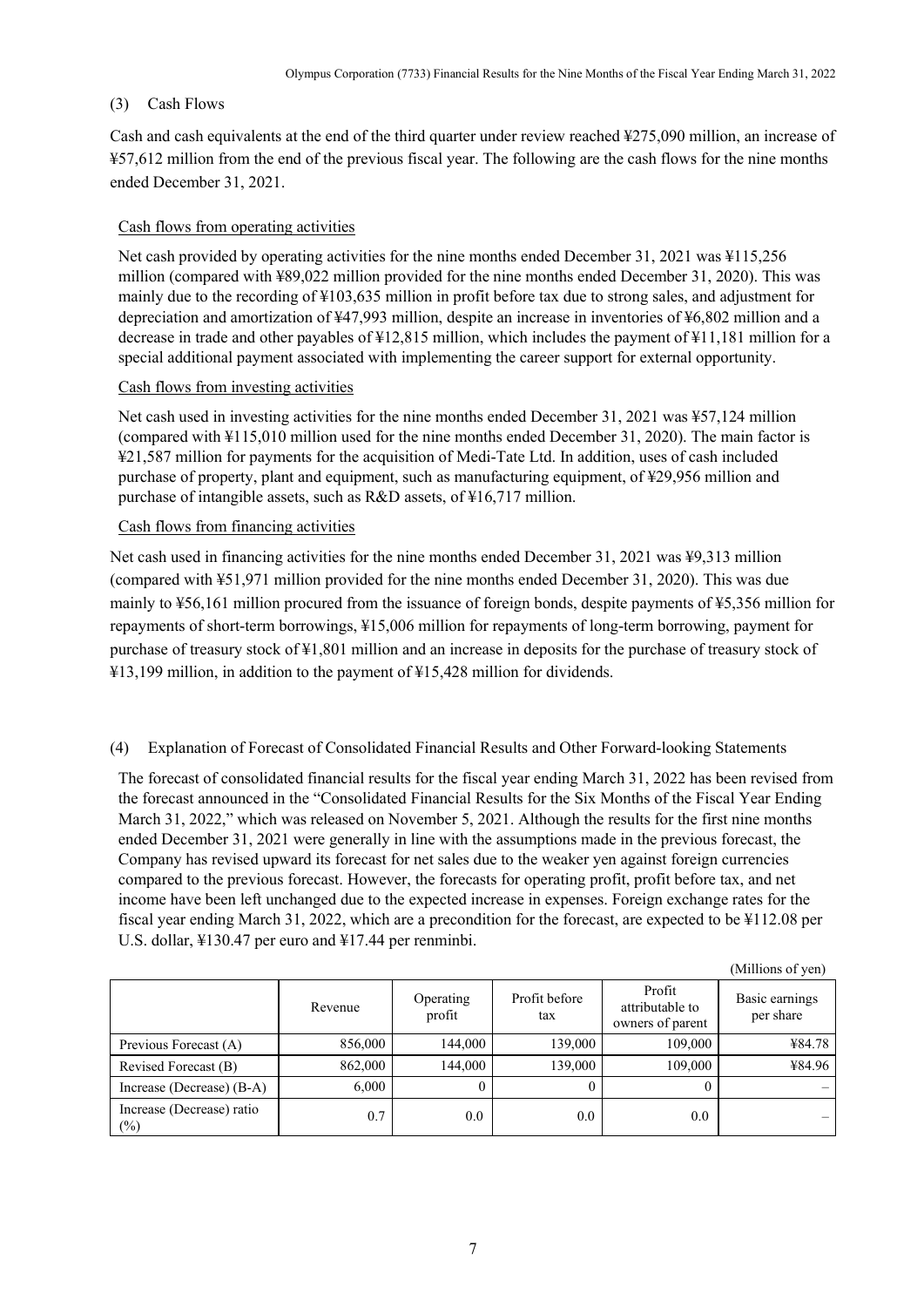### (3) Cash Flows

Cash and cash equivalents at the end of the third quarter under review reached ¥275,090 million, an increase of ¥57,612 million from the end of the previous fiscal year. The following are the cash flows for the nine months ended December 31, 2021.

Cash flows from operating activities

Net cash provided by operating activities for the nine months ended December 31, 2021 was ¥115,256 million (compared with ¥89,022 million provided for the nine months ended December 31, 2020). This was mainly due to the recording of ¥103,635 million in profit before tax due to strong sales, and adjustment for depreciation and amortization of ¥47,993 million, despite an increase in inventories of ¥6,802 million and a decrease in trade and other payables of ¥12,815 million, which includes the payment of ¥11,181 million for a special additional payment associated with implementing the career support for external opportunity.

Cash flows from investing activities

Net cash used in investing activities for the nine months ended December 31, 2021 was ¥57,124 million (compared with ¥115,010 million used for the nine months ended December 31, 2020). The main factor is ¥21,587 million for payments for the acquisition of Medi-Tate Ltd. In addition, uses of cash included purchase of property, plant and equipment, such as manufacturing equipment, of ¥29,956 million and purchase of intangible assets, such as R&D assets, of ¥16,717 million.

Cash flows from financing activities

Net cash used in financing activities for the nine months ended December 31, 2021 was ¥9,313 million (compared with ¥51,971 million provided for the nine months ended December 31, 2020). This was due mainly to ¥56,161 million procured from the issuance of foreign bonds, despite payments of ¥5,356 million for repayments of short-term borrowings, ¥15,006 million for repayments of long-term borrowing, payment for purchase of treasury stock of ¥1,801 million and an increase in deposits for the purchase of treasury stock of ¥13,199 million, in addition to the payment of ¥15,428 million for dividends.

### (4) Explanation of Forecast of Consolidated Financial Results and Other Forward-looking Statements

The forecast of consolidated financial results for the fiscal year ending March 31, 2022 has been revised from the forecast announced in the "Consolidated Financial Results for the Six Months of the Fiscal Year Ending March 31, 2022," which was released on November 5, 2021. Although the results for the first nine months ended December 31, 2021 were generally in line with the assumptions made in the previous forecast, the Company has revised upward its forecast for net sales due to the weaker yen against foreign currencies compared to the previous forecast. However, the forecasts for operating profit, profit before tax, and net income have been left unchanged due to the expected increase in expenses. Foreign exchange rates for the fiscal year ending March 31, 2022, which are a precondition for the forecast, are expected to be ¥112.08 per U.S. dollar, ¥130.47 per euro and ¥17.44 per renminbi.

(Millions of yen)

| | Revenue | Operating profit | Profit before tax | Profit attributable to owners of parent | Basic earnings per share |
|---|---|---|---|---|---|
| Previous Forecast (A) | 856,000 | 144,000 | 139,000 | 109,000 | ¥84.78 |
| Revised Forecast (B) | 862,000 | 144,000 | 139,000 | 109,000 | ¥84.96 |
| Increase (Decrease) (B-A) | 6,000 | 0 | 0 | 0 | – |
| Increase (Decrease) ratio (%) | 0.7 | 0.0 | 0.0 | 0.0 | – |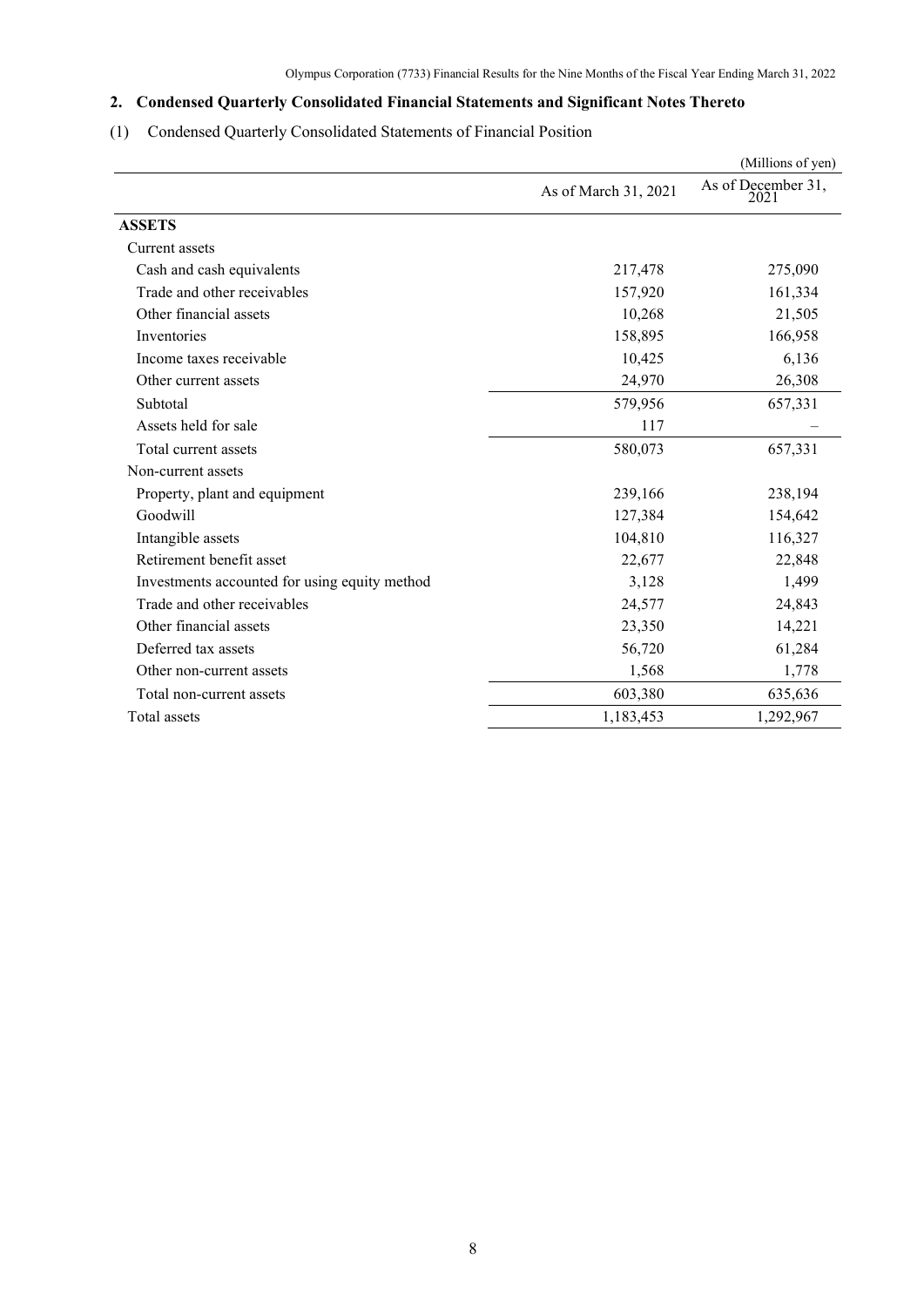## 2. Condensed Quarterly Consolidated Financial Statements and Significant Notes Thereto

(1) Condensed Quarterly Consolidated Statements of Financial Position

(Millions of yen)

| | As of March 31, 2021 | As of December 31, 2021 |
|---|---|---|
| **ASSETS** | | |
| Current assets | | |
| Cash and cash equivalents | 217,478 | 275,090 |
| Trade and other receivables | 157,920 | 161,334 |
| Other financial assets | 10,268 | 21,505 |
| Inventories | 158,895 | 166,958 |
| Income taxes receivable | 10,425 | 6,136 |
| Other current assets | 24,970 | 26,308 |
| Subtotal | 579,956 | 657,331 |
| Assets held for sale | 117 | – |
| Total current assets | 580,073 | 657,331 |
| Non-current assets | | |
| Property, plant and equipment | 239,166 | 238,194 |
| Goodwill | 127,384 | 154,642 |
| Intangible assets | 104,810 | 116,327 |
| Retirement benefit asset | 22,677 | 22,848 |
| Investments accounted for using equity method | 3,128 | 1,499 |
| Trade and other receivables | 24,577 | 24,843 |
| Other financial assets | 23,350 | 14,221 |
| Deferred tax assets | 56,720 | 61,284 |
| Other non-current assets | 1,568 | 1,778 |
| Total non-current assets | 603,380 | 635,636 |
| Total assets | 1,183,453 | 1,292,967 |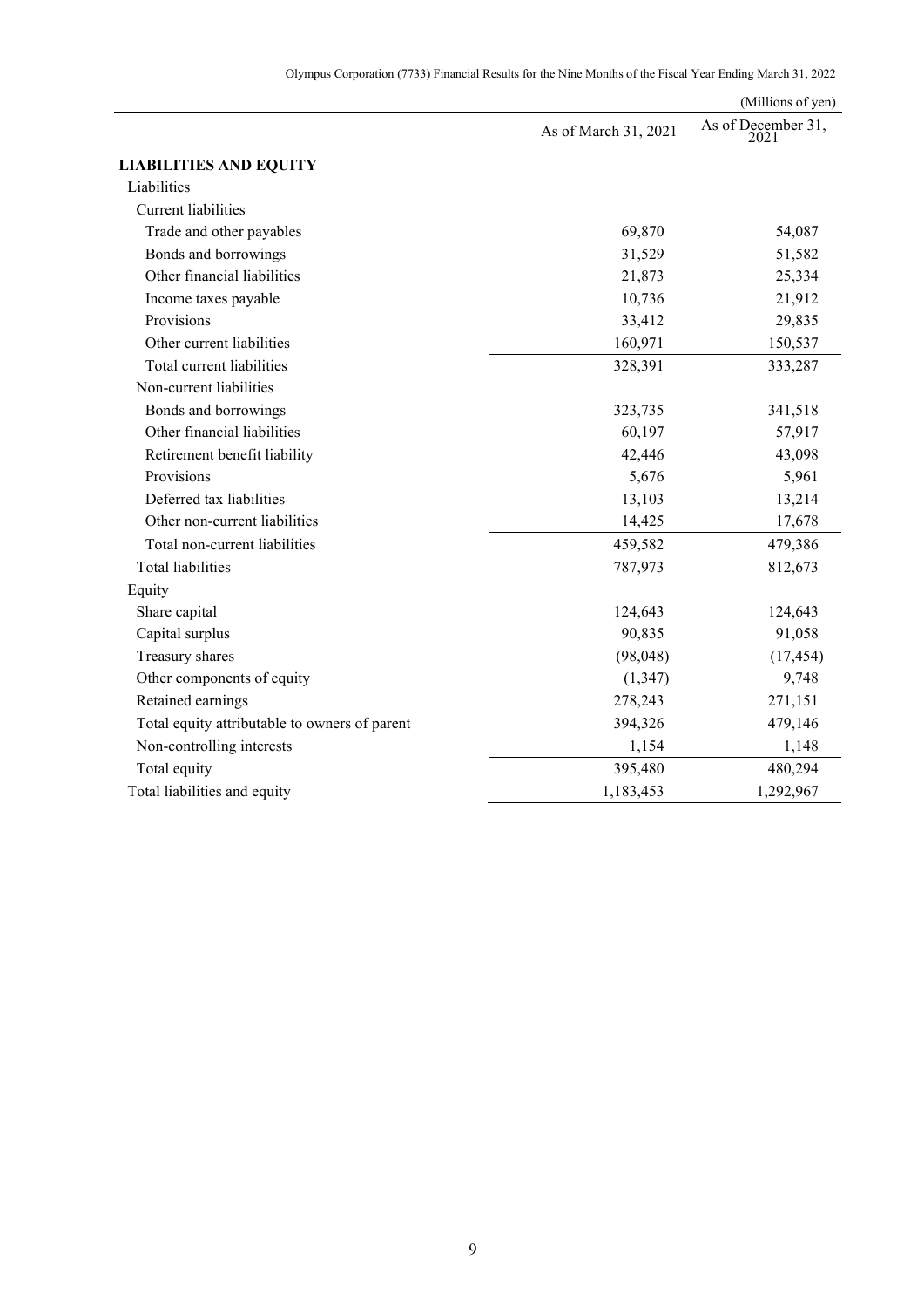(Millions of yen)

| | As of March 31, 2021 | As of December 31, 2021 |
|---|---|---|
| **LIABILITIES AND EQUITY** | | |
| Liabilities | | |
| Current liabilities | | |
| Trade and other payables | 69,870 | 54,087 |
| Bonds and borrowings | 31,529 | 51,582 |
| Other financial liabilities | 21,873 | 25,334 |
| Income taxes payable | 10,736 | 21,912 |
| Provisions | 33,412 | 29,835 |
| Other current liabilities | 160,971 | 150,537 |
| Total current liabilities | 328,391 | 333,287 |
| Non-current liabilities | | |
| Bonds and borrowings | 323,735 | 341,518 |
| Other financial liabilities | 60,197 | 57,917 |
| Retirement benefit liability | 42,446 | 43,098 |
| Provisions | 5,676 | 5,961 |
| Deferred tax liabilities | 13,103 | 13,214 |
| Other non-current liabilities | 14,425 | 17,678 |
| Total non-current liabilities | 459,582 | 479,386 |
| Total liabilities | 787,973 | 812,673 |
| Equity | | |
| Share capital | 124,643 | 124,643 |
| Capital surplus | 90,835 | 91,058 |
| Treasury shares | (98,048) | (17,454) |
| Other components of equity | (1,347) | 9,748 |
| Retained earnings | 278,243 | 271,151 |
| Total equity attributable to owners of parent | 394,326 | 479,146 |
| Non-controlling interests | 1,154 | 1,148 |
| Total equity | 395,480 | 480,294 |
| Total liabilities and equity | 1,183,453 | 1,292,967 |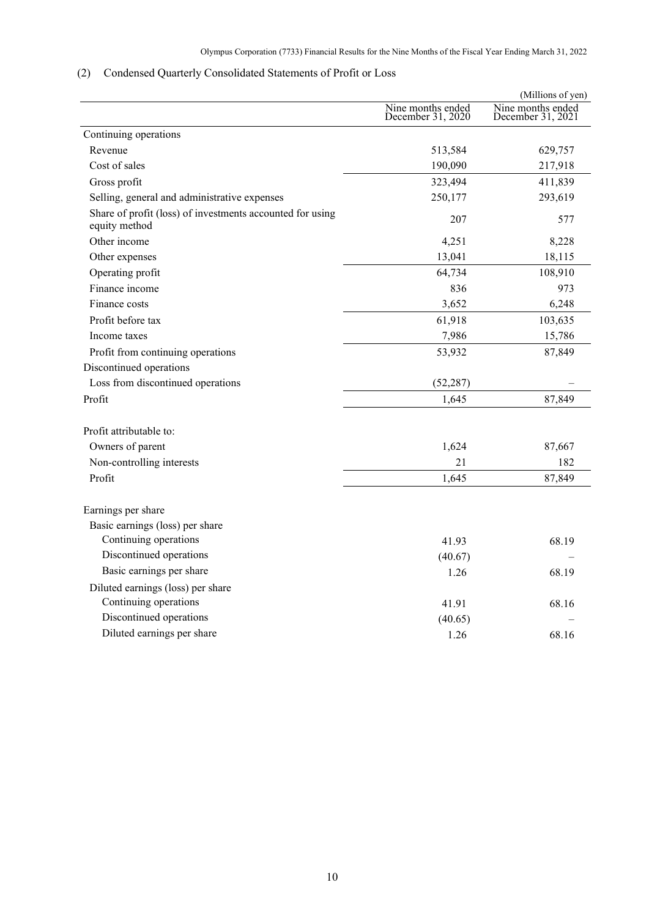## (2) Condensed Quarterly Consolidated Statements of Profit or Loss

(Millions of yen)

| | Nine months ended December 31, 2020 | Nine months ended December 31, 2021 |
|---|---|---|
| Continuing operations | | |
| Revenue | 513,584 | 629,757 |
| Cost of sales | 190,090 | 217,918 |
| Gross profit | 323,494 | 411,839 |
| Selling, general and administrative expenses | 250,177 | 293,619 |
| Share of profit (loss) of investments accounted for using equity method | 207 | 577 |
| Other income | 4,251 | 8,228 |
| Other expenses | 13,041 | 18,115 |
| Operating profit | 64,734 | 108,910 |
| Finance income | 836 | 973 |
| Finance costs | 3,652 | 6,248 |
| Profit before tax | 61,918 | 103,635 |
| Income taxes | 7,986 | 15,786 |
| Profit from continuing operations | 53,932 | 87,849 |
| Discontinued operations | | |
| Loss from discontinued operations | (52,287) | – |
| Profit | 1,645 | 87,849 |
| | | |
| Profit attributable to: | | |
| Owners of parent | 1,624 | 87,667 |
| Non-controlling interests | 21 | 182 |
| Profit | 1,645 | 87,849 |
| | | |
| Earnings per share | | |
| Basic earnings (loss) per share | | |
| Continuing operations | 41.93 | 68.19 |
| Discontinued operations | (40.67) | – |
| Basic earnings per share | 1.26 | 68.19 |
| Diluted earnings (loss) per share | | |
| Continuing operations | 41.91 | 68.16 |
| Discontinued operations | (40.65) | – |
| Diluted earnings per share | 1.26 | 68.16 |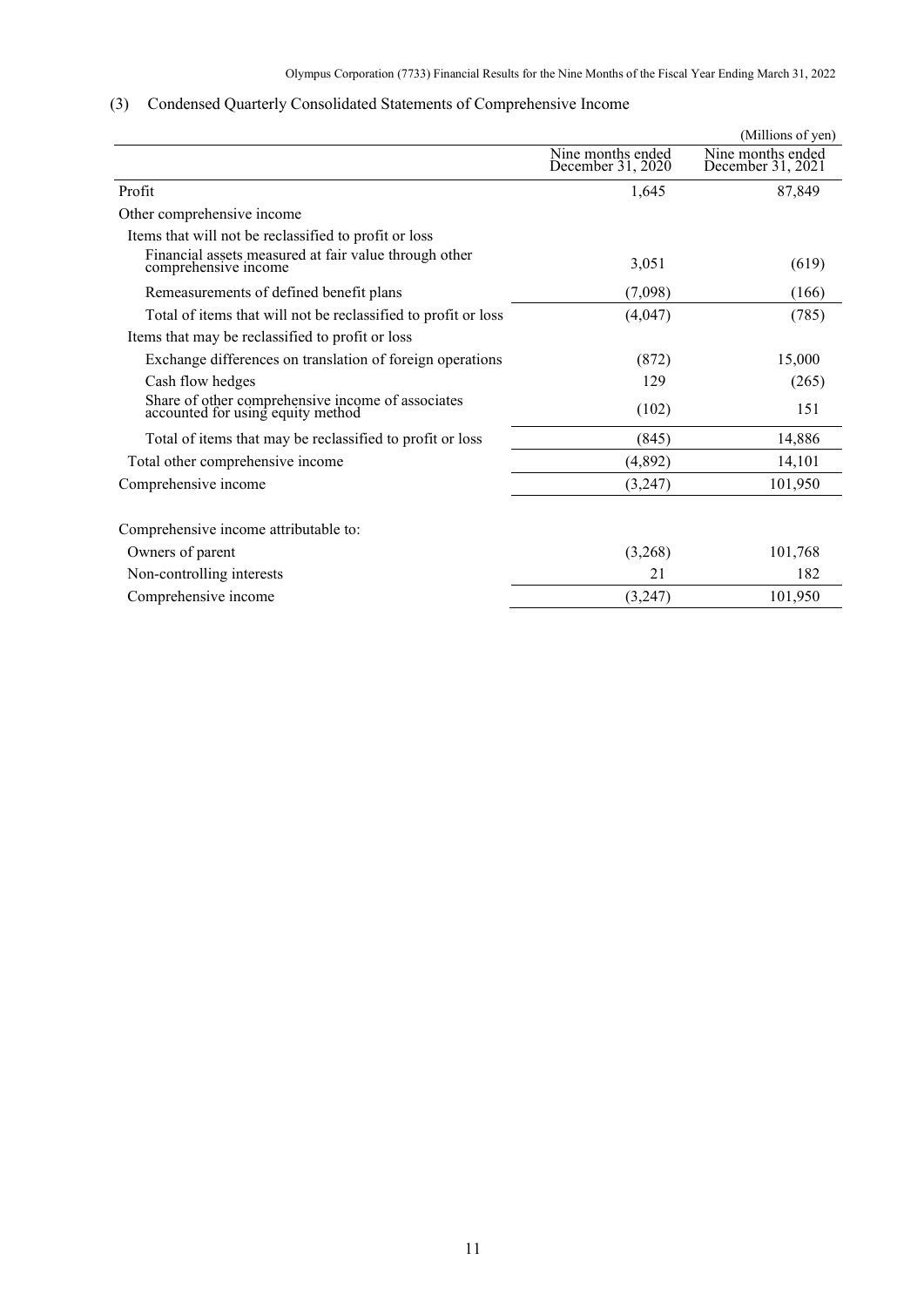### (3) Condensed Quarterly Consolidated Statements of Comprehensive Income

(Millions of yen)

| | Nine months ended December 31, 2020 | Nine months ended December 31, 2021 |
|---|---|---|
| Profit | 1,645 | 87,849 |
| Other comprehensive income | | |
| Items that will not be reclassified to profit or loss | | |
| Financial assets measured at fair value through other comprehensive income | 3,051 | (619) |
| Remeasurements of defined benefit plans | (7,098) | (166) |
| Total of items that will not be reclassified to profit or loss | (4,047) | (785) |
| Items that may be reclassified to profit or loss | | |
| Exchange differences on translation of foreign operations | (872) | 15,000 |
| Cash flow hedges | 129 | (265) |
| Share of other comprehensive income of associates accounted for using equity method | (102) | 151 |
| Total of items that may be reclassified to profit or loss | (845) | 14,886 |
| Total other comprehensive income | (4,892) | 14,101 |
| Comprehensive income | (3,247) | 101,950 |
| | | |
| Comprehensive income attributable to: | | |
| Owners of parent | (3,268) | 101,768 |
| Non-controlling interests | 21 | 182 |
| Comprehensive income | (3,247) | 101,950 |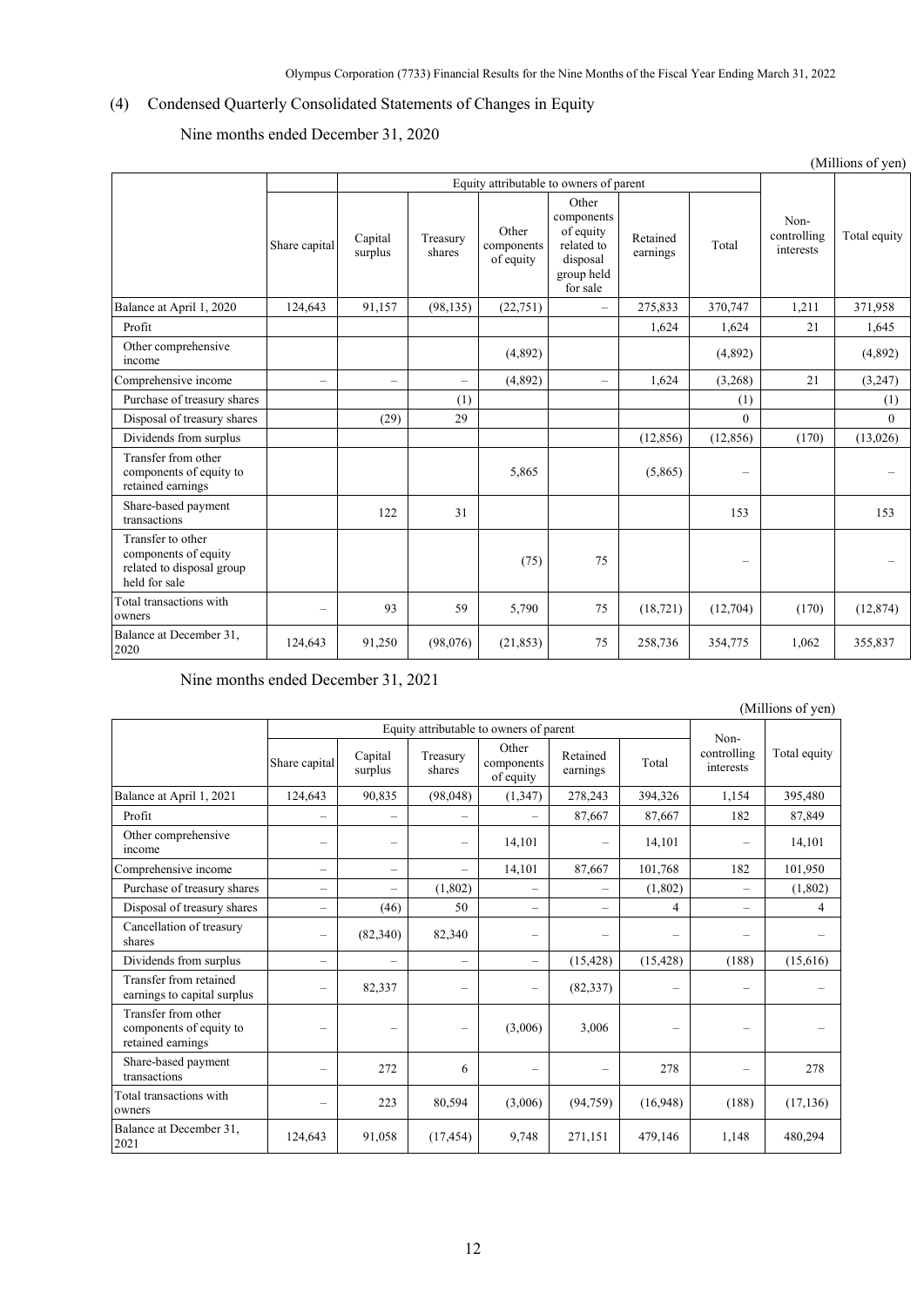## (4) Condensed Quarterly Consolidated Statements of Changes in Equity

### Nine months ended December 31, 2020

(Millions of yen)

| | Equity attributable to owners of parent | | | | | | | Non-controlling interests | Total equity |
|---|---|---|---|---|---|---|---|---|---|
| | Share capital | Capital surplus | Treasury shares | Other components of equity | Other components of equity related to disposal group held for sale | Retained earnings | Total | | |
| Balance at April 1, 2020 | 124,643 | 91,157 | (98,135) | (22,751) | – | 275,833 | 370,747 | 1,211 | 371,958 |
| Profit | | | | | | 1,624 | 1,624 | 21 | 1,645 |
| Other comprehensive income | | | | (4,892) | | | (4,892) | | (4,892) |
| Comprehensive income | – | – | – | (4,892) | – | 1,624 | (3,268) | 21 | (3,247) |
| Purchase of treasury shares | | | (1) | | | | (1) | | (1) |
| Disposal of treasury shares | | (29) | 29 | | | | 0 | | 0 |
| Dividends from surplus | | | | | | (12,856) | (12,856) | (170) | (13,026) |
| Transfer from other components of equity to retained earnings | | | | 5,865 | | (5,865) | – | | – |
| Share-based payment transactions | | 122 | 31 | | | | 153 | | 153 |
| Transfer to other components of equity related to disposal group held for sale | | | | (75) | 75 | | – | | – |
| Total transactions with owners | – | 93 | 59 | 5,790 | 75 | (18,721) | (12,704) | (170) | (12,874) |
| Balance at December 31, 2020 | 124,643 | 91,250 | (98,076) | (21,853) | 75 | 258,736 | 354,775 | 1,062 | 355,837 |

### Nine months ended December 31, 2021

(Millions of yen)

| | Equity attributable to owners of parent | | | | | | Non-controlling interests | Total equity |
|---|---|---|---|---|---|---|---|---|
| | Share capital | Capital surplus | Treasury shares | Other components of equity | Retained earnings | Total | | |
| Balance at April 1, 2021 | 124,643 | 90,835 | (98,048) | (1,347) | 278,243 | 394,326 | 1,154 | 395,480 |
| Profit | – | – | – | – | 87,667 | 87,667 | 182 | 87,849 |
| Other comprehensive income | – | – | – | 14,101 | – | 14,101 | – | 14,101 |
| Comprehensive income | – | – | – | 14,101 | 87,667 | 101,768 | 182 | 101,950 |
| Purchase of treasury shares | – | – | (1,802) | – | – | (1,802) | – | (1,802) |
| Disposal of treasury shares | – | (46) | 50 | – | – | 4 | – | 4 |
| Cancellation of treasury shares | – | (82,340) | 82,340 | – | – | – | – | – |
| Dividends from surplus | – | – | – | – | (15,428) | (15,428) | (188) | (15,616) |
| Transfer from retained earnings to capital surplus | – | 82,337 | – | – | (82,337) | – | – | – |
| Transfer from other components of equity to retained earnings | – | – | – | (3,006) | 3,006 | – | – | – |
| Share-based payment transactions | – | 272 | 6 | – | – | 278 | – | 278 |
| Total transactions with owners | – | 223 | 80,594 | (3,006) | (94,759) | (16,948) | (188) | (17,136) |
| Balance at December 31, 2021 | 124,643 | 91,058 | (17,454) | 9,748 | 271,151 | 479,146 | 1,148 | 480,294 |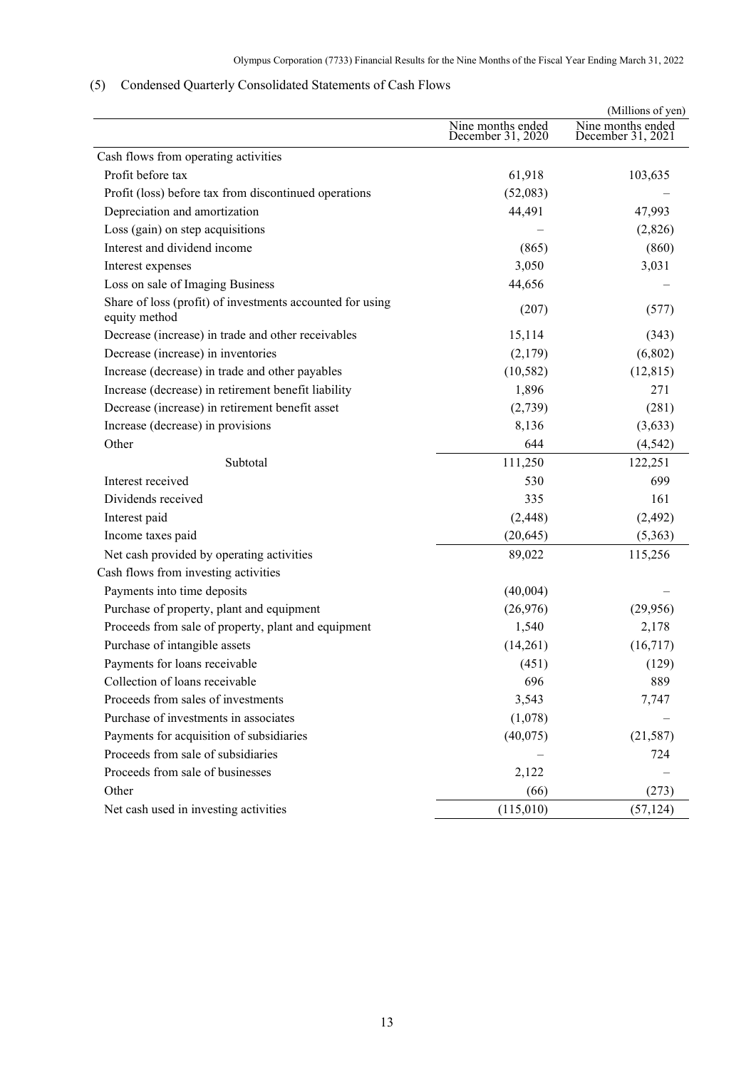## (5) Condensed Quarterly Consolidated Statements of Cash Flows

(Millions of yen)

| | Nine months ended December 31, 2020 | Nine months ended December 31, 2021 |
|---|---|---|
| Cash flows from operating activities | | |
| Profit before tax | 61,918 | 103,635 |
| Profit (loss) before tax from discontinued operations | (52,083) | – |
| Depreciation and amortization | 44,491 | 47,993 |
| Loss (gain) on step acquisitions | – | (2,826) |
| Interest and dividend income | (865) | (860) |
| Interest expenses | 3,050 | 3,031 |
| Loss on sale of Imaging Business | 44,656 | – |
| Share of loss (profit) of investments accounted for using equity method | (207) | (577) |
| Decrease (increase) in trade and other receivables | 15,114 | (343) |
| Decrease (increase) in inventories | (2,179) | (6,802) |
| Increase (decrease) in trade and other payables | (10,582) | (12,815) |
| Increase (decrease) in retirement benefit liability | 1,896 | 271 |
| Decrease (increase) in retirement benefit asset | (2,739) | (281) |
| Increase (decrease) in provisions | 8,136 | (3,633) |
| Other | 644 | (4,542) |
| Subtotal | 111,250 | 122,251 |
| Interest received | 530 | 699 |
| Dividends received | 335 | 161 |
| Interest paid | (2,448) | (2,492) |
| Income taxes paid | (20,645) | (5,363) |
| Net cash provided by operating activities | 89,022 | 115,256 |
| Cash flows from investing activities | | |
| Payments into time deposits | (40,004) | – |
| Purchase of property, plant and equipment | (26,976) | (29,956) |
| Proceeds from sale of property, plant and equipment | 1,540 | 2,178 |
| Purchase of intangible assets | (14,261) | (16,717) |
| Payments for loans receivable | (451) | (129) |
| Collection of loans receivable | 696 | 889 |
| Proceeds from sales of investments | 3,543 | 7,747 |
| Purchase of investments in associates | (1,078) | – |
| Payments for acquisition of subsidiaries | (40,075) | (21,587) |
| Proceeds from sale of subsidiaries | – | 724 |
| Proceeds from sale of businesses | 2,122 | – |
| Other | (66) | (273) |
| Net cash used in investing activities | (115,010) | (57,124) |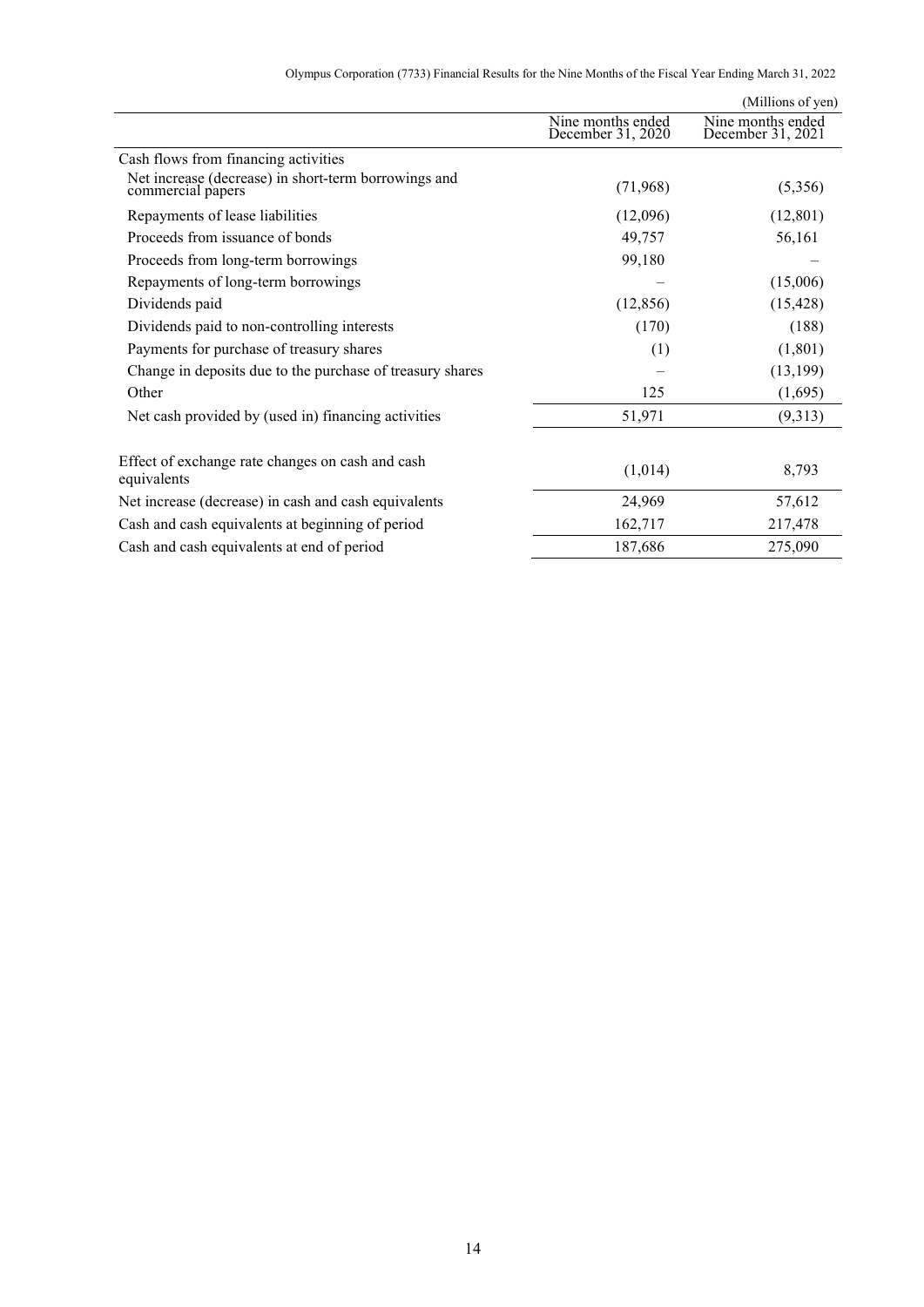(Millions of yen)

| | Nine months ended December 31, 2020 | Nine months ended December 31, 2021 |
|---|---|---|
| Cash flows from financing activities | | |
| Net increase (decrease) in short-term borrowings and commercial papers | (71,968) | (5,356) |
| Repayments of lease liabilities | (12,096) | (12,801) |
| Proceeds from issuance of bonds | 49,757 | 56,161 |
| Proceeds from long-term borrowings | 99,180 | – |
| Repayments of long-term borrowings | – | (15,006) |
| Dividends paid | (12,856) | (15,428) |
| Dividends paid to non-controlling interests | (170) | (188) |
| Payments for purchase of treasury shares | (1) | (1,801) |
| Change in deposits due to the purchase of treasury shares | – | (13,199) |
| Other | 125 | (1,695) |
| Net cash provided by (used in) financing activities | 51,971 | (9,313) |
| Effect of exchange rate changes on cash and cash equivalents | (1,014) | 8,793 |
| Net increase (decrease) in cash and cash equivalents | 24,969 | 57,612 |
| Cash and cash equivalents at beginning of period | 162,717 | 217,478 |
| Cash and cash equivalents at end of period | 187,686 | 275,090 |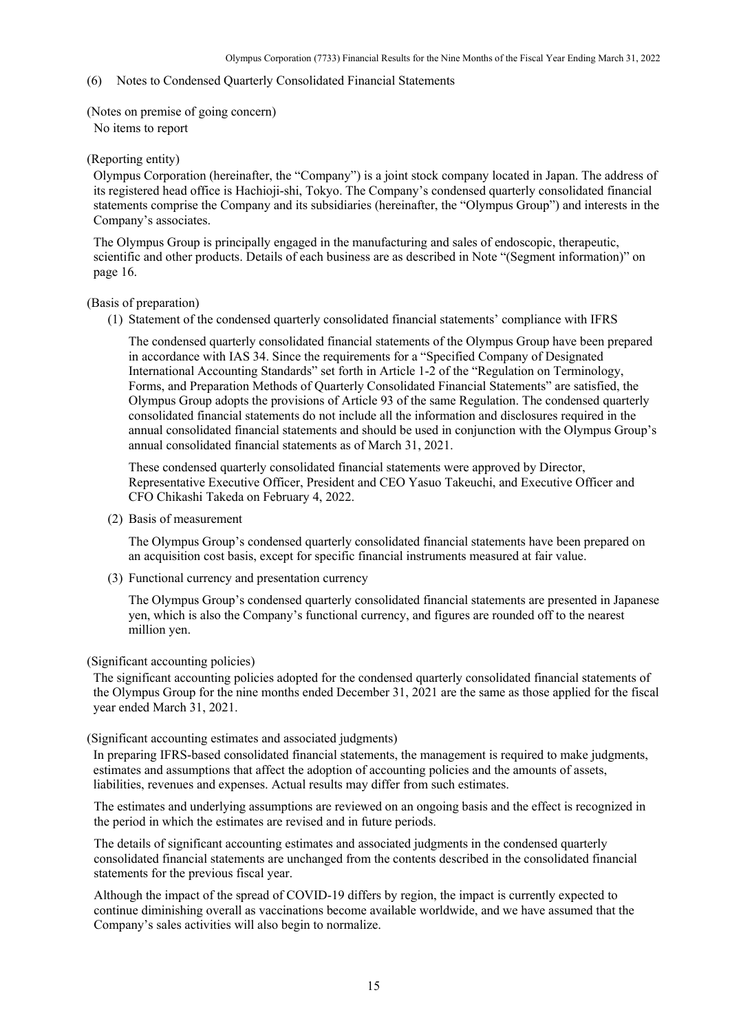## (6) Notes to Condensed Quarterly Consolidated Financial Statements

(Notes on premise of going concern)

No items to report

(Reporting entity)

Olympus Corporation (hereinafter, the "Company") is a joint stock company located in Japan. The address of its registered head office is Hachioji-shi, Tokyo. The Company's condensed quarterly consolidated financial statements comprise the Company and its subsidiaries (hereinafter, the "Olympus Group") and interests in the Company's associates.

The Olympus Group is principally engaged in the manufacturing and sales of endoscopic, therapeutic, scientific and other products. Details of each business are as described in Note "(Segment information)" on page 16.

(Basis of preparation)

(1) Statement of the condensed quarterly consolidated financial statements' compliance with IFRS

The condensed quarterly consolidated financial statements of the Olympus Group have been prepared in accordance with IAS 34. Since the requirements for a "Specified Company of Designated International Accounting Standards" set forth in Article 1-2 of the "Regulation on Terminology, Forms, and Preparation Methods of Quarterly Consolidated Financial Statements" are satisfied, the Olympus Group adopts the provisions of Article 93 of the same Regulation. The condensed quarterly consolidated financial statements do not include all the information and disclosures required in the annual consolidated financial statements and should be used in conjunction with the Olympus Group's annual consolidated financial statements as of March 31, 2021.

These condensed quarterly consolidated financial statements were approved by Director, Representative Executive Officer, President and CEO Yasuo Takeuchi, and Executive Officer and CFO Chikashi Takeda on February 4, 2022.

(2) Basis of measurement

The Olympus Group's condensed quarterly consolidated financial statements have been prepared on an acquisition cost basis, except for specific financial instruments measured at fair value.

(3) Functional currency and presentation currency

The Olympus Group's condensed quarterly consolidated financial statements are presented in Japanese yen, which is also the Company's functional currency, and figures are rounded off to the nearest million yen.

(Significant accounting policies)

The significant accounting policies adopted for the condensed quarterly consolidated financial statements of the Olympus Group for the nine months ended December 31, 2021 are the same as those applied for the fiscal year ended March 31, 2021.

(Significant accounting estimates and associated judgments)

In preparing IFRS-based consolidated financial statements, the management is required to make judgments, estimates and assumptions that affect the adoption of accounting policies and the amounts of assets, liabilities, revenues and expenses. Actual results may differ from such estimates.

The estimates and underlying assumptions are reviewed on an ongoing basis and the effect is recognized in the period in which the estimates are revised and in future periods.

The details of significant accounting estimates and associated judgments in the condensed quarterly consolidated financial statements are unchanged from the contents described in the consolidated financial statements for the previous fiscal year.

Although the impact of the spread of COVID-19 differs by region, the impact is currently expected to continue diminishing overall as vaccinations become available worldwide, and we have assumed that the Company's sales activities will also begin to normalize.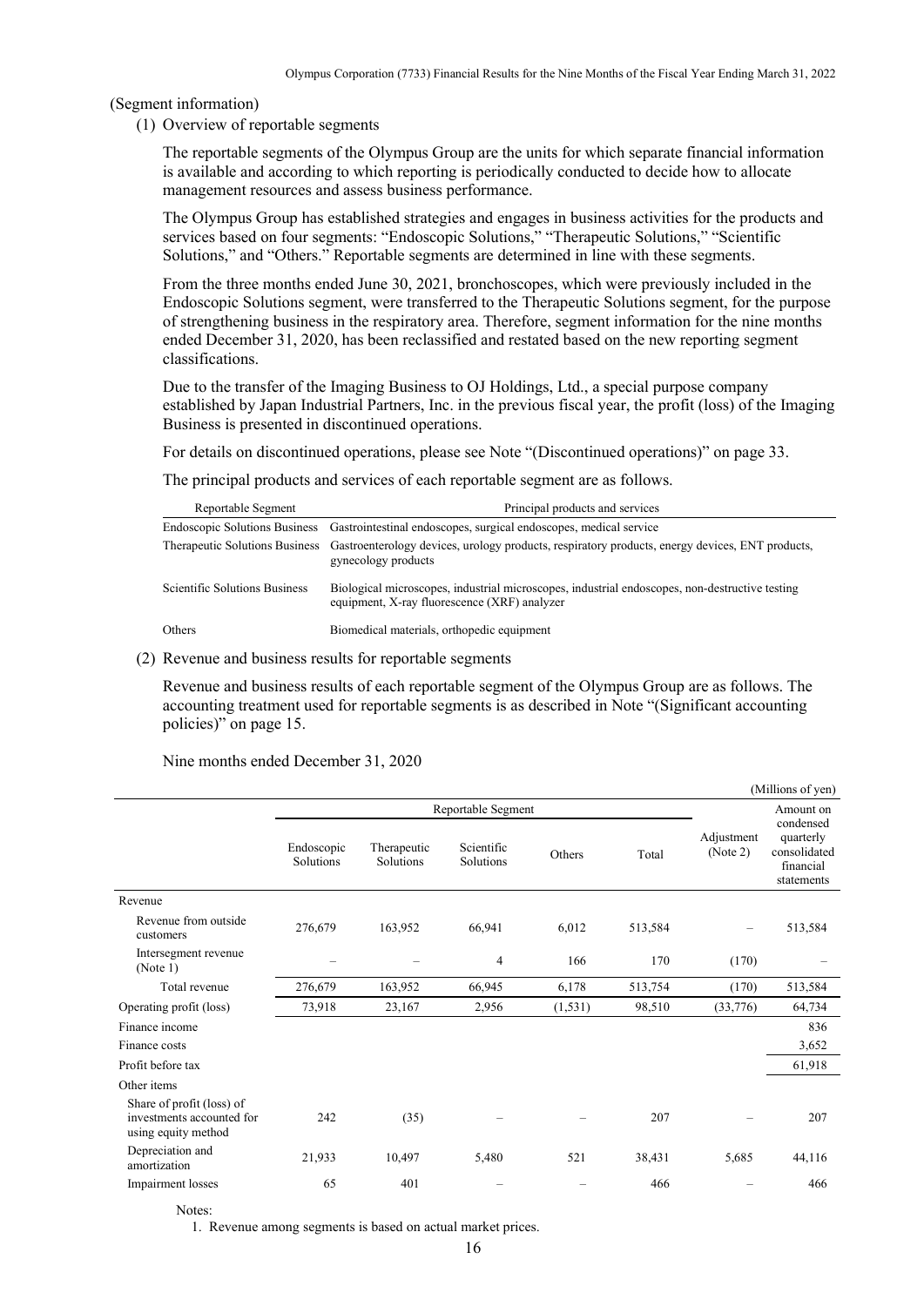(Segment information)

(1) Overview of reportable segments

The reportable segments of the Olympus Group are the units for which separate financial information is available and according to which reporting is periodically conducted to decide how to allocate management resources and assess business performance.

The Olympus Group has established strategies and engages in business activities for the products and services based on four segments: "Endoscopic Solutions," "Therapeutic Solutions," "Scientific Solutions," and "Others." Reportable segments are determined in line with these segments.

From the three months ended June 30, 2021, bronchoscopes, which were previously included in the Endoscopic Solutions segment, were transferred to the Therapeutic Solutions segment, for the purpose of strengthening business in the respiratory area. Therefore, segment information for the nine months ended December 31, 2020, has been reclassified and restated based on the new reporting segment classifications.

Due to the transfer of the Imaging Business to OJ Holdings, Ltd., a special purpose company established by Japan Industrial Partners, Inc. in the previous fiscal year, the profit (loss) of the Imaging Business is presented in discontinued operations.

For details on discontinued operations, please see Note "(Discontinued operations)" on page 33.

The principal products and services of each reportable segment are as follows.

| Reportable Segment | Principal products and services |
|---|---|
| Endoscopic Solutions Business | Gastrointestinal endoscopes, surgical endoscopes, medical service |
| Therapeutic Solutions Business | Gastroenterology devices, urology products, respiratory products, energy devices, ENT products, gynecology products |
| Scientific Solutions Business | Biological microscopes, industrial microscopes, industrial endoscopes, non-destructive testing equipment, X-ray fluorescence (XRF) analyzer |
| Others | Biomedical materials, orthopedic equipment |

(2) Revenue and business results for reportable segments

Revenue and business results of each reportable segment of the Olympus Group are as follows. The accounting treatment used for reportable segments is as described in Note "(Significant accounting policies)" on page 15.

Nine months ended December 31, 2020

(Millions of yen)

| | Reportable Segment | | | | | Adjustment (Note 2) | Amount on condensed quarterly consolidated financial statements |
|---|---|---|---|---|---|---|---|
| | Endoscopic Solutions | Therapeutic Solutions | Scientific Solutions | Others | Total | | |
| Revenue | | | | | | | |
| Revenue from outside customers | 276,679 | 163,952 | 66,941 | 6,012 | 513,584 | – | 513,584 |
| Intersegment revenue (Note 1) | – | – | 4 | 166 | 170 | (170) | – |
| Total revenue | 276,679 | 163,952 | 66,945 | 6,178 | 513,754 | (170) | 513,584 |
| Operating profit (loss) | 73,918 | 23,167 | 2,956 | (1,531) | 98,510 | (33,776) | 64,734 |
| Finance income | | | | | | | 836 |
| Finance costs | | | | | | | 3,652 |
| Profit before tax | | | | | | | 61,918 |
| Other items | | | | | | | |
| Share of profit (loss) of investments accounted for using equity method | 242 | (35) | – | – | 207 | – | 207 |
| Depreciation and amortization | 21,933 | 10,497 | 5,480 | 521 | 38,431 | 5,685 | 44,116 |
| Impairment losses | 65 | 401 | – | – | 466 | – | 466 |

Notes:

1. Revenue among segments is based on actual market prices.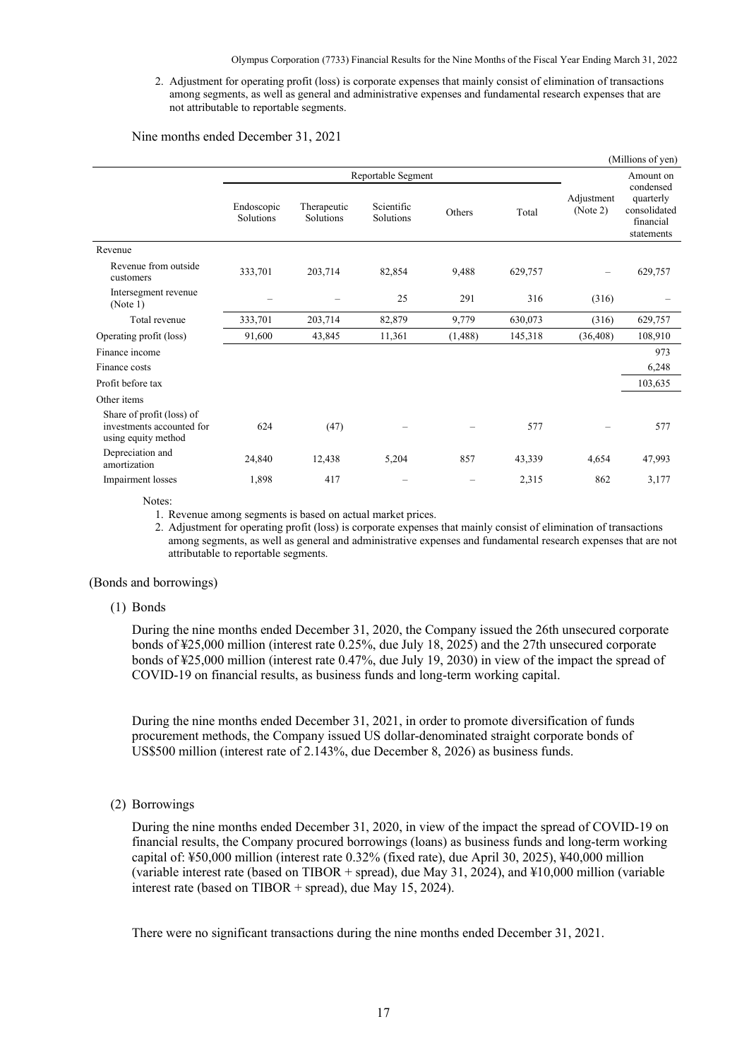2. Adjustment for operating profit (loss) is corporate expenses that mainly consist of elimination of transactions among segments, as well as general and administrative expenses and fundamental research expenses that are not attributable to reportable segments.

Nine months ended December 31, 2021

(Millions of yen)

| | Reportable Segment | | | | | Adjustment (Note 2) | Amount on condensed quarterly consolidated financial statements |
|---|---|---|---|---|---|---|---|
| | Endoscopic Solutions | Therapeutic Solutions | Scientific Solutions | Others | Total | | |
| Revenue | | | | | | | |
| Revenue from outside customers | 333,701 | 203,714 | 82,854 | 9,488 | 629,757 | – | 629,757 |
| Intersegment revenue (Note 1) | – | – | 25 | 291 | 316 | (316) | – |
| Total revenue | 333,701 | 203,714 | 82,879 | 9,779 | 630,073 | (316) | 629,757 |
| Operating profit (loss) | 91,600 | 43,845 | 11,361 | (1,488) | 145,318 | (36,408) | 108,910 |
| Finance income | | | | | | | 973 |
| Finance costs | | | | | | | 6,248 |
| Profit before tax | | | | | | | 103,635 |
| Other items | | | | | | | |
| Share of profit (loss) of investments accounted for using equity method | 624 | (47) | – | – | 577 | – | 577 |
| Depreciation and amortization | 24,840 | 12,438 | 5,204 | 857 | 43,339 | 4,654 | 47,993 |
| Impairment losses | 1,898 | 417 | – | – | 2,315 | 862 | 3,177 |

Notes:

1. Revenue among segments is based on actual market prices.
2. Adjustment for operating profit (loss) is corporate expenses that mainly consist of elimination of transactions among segments, as well as general and administrative expenses and fundamental research expenses that are not attributable to reportable segments.

(Bonds and borrowings)

(1) Bonds

During the nine months ended December 31, 2020, the Company issued the 26th unsecured corporate bonds of ¥25,000 million (interest rate 0.25%, due July 18, 2025) and the 27th unsecured corporate bonds of ¥25,000 million (interest rate 0.47%, due July 19, 2030) in view of the impact the spread of COVID-19 on financial results, as business funds and long-term working capital.

During the nine months ended December 31, 2021, in order to promote diversification of funds procurement methods, the Company issued US dollar-denominated straight corporate bonds of US$500 million (interest rate of 2.143%, due December 8, 2026) as business funds.

(2) Borrowings

During the nine months ended December 31, 2020, in view of the impact the spread of COVID-19 on financial results, the Company procured borrowings (loans) as business funds and long-term working capital of: ¥50,000 million (interest rate 0.32% (fixed rate), due April 30, 2025), ¥40,000 million (variable interest rate (based on TIBOR + spread), due May 31, 2024), and ¥10,000 million (variable interest rate (based on TIBOR + spread), due May 15, 2024).

There were no significant transactions during the nine months ended December 31, 2021.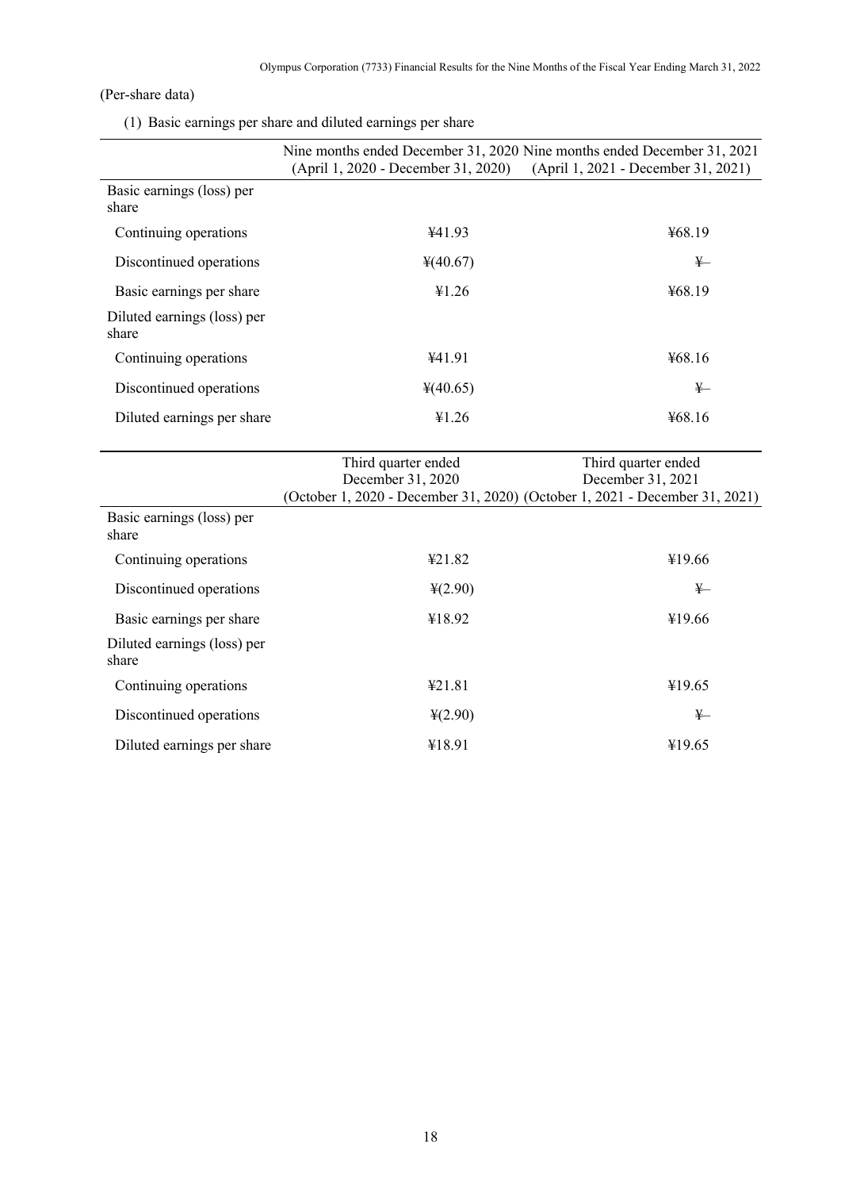(Per-share data)

(1) Basic earnings per share and diluted earnings per share

| | Nine months ended December 31, 2020 (April 1, 2020 - December 31, 2020) | Nine months ended December 31, 2021 (April 1, 2021 - December 31, 2021) |
|---|---|---|
| Basic earnings (loss) per share | | |
| Continuing operations | ¥41.93 | ¥68.19 |
| Discontinued operations | ¥(40.67) | ¥– |
| Basic earnings per share | ¥1.26 | ¥68.19 |
| Diluted earnings (loss) per share | | |
| Continuing operations | ¥41.91 | ¥68.16 |
| Discontinued operations | ¥(40.65) | ¥– |
| Diluted earnings per share | ¥1.26 | ¥68.16 |

| | Third quarter ended December 31, 2020 (October 1, 2020 - December 31, 2020) | Third quarter ended December 31, 2021 (October 1, 2021 - December 31, 2021) |
|---|---|---|
| Basic earnings (loss) per share | | |
| Continuing operations | ¥21.82 | ¥19.66 |
| Discontinued operations | ¥(2.90) | ¥– |
| Basic earnings per share | ¥18.92 | ¥19.66 |
| Diluted earnings (loss) per share | | |
| Continuing operations | ¥21.81 | ¥19.65 |
| Discontinued operations | ¥(2.90) | ¥– |
| Diluted earnings per share | ¥18.91 | ¥19.65 |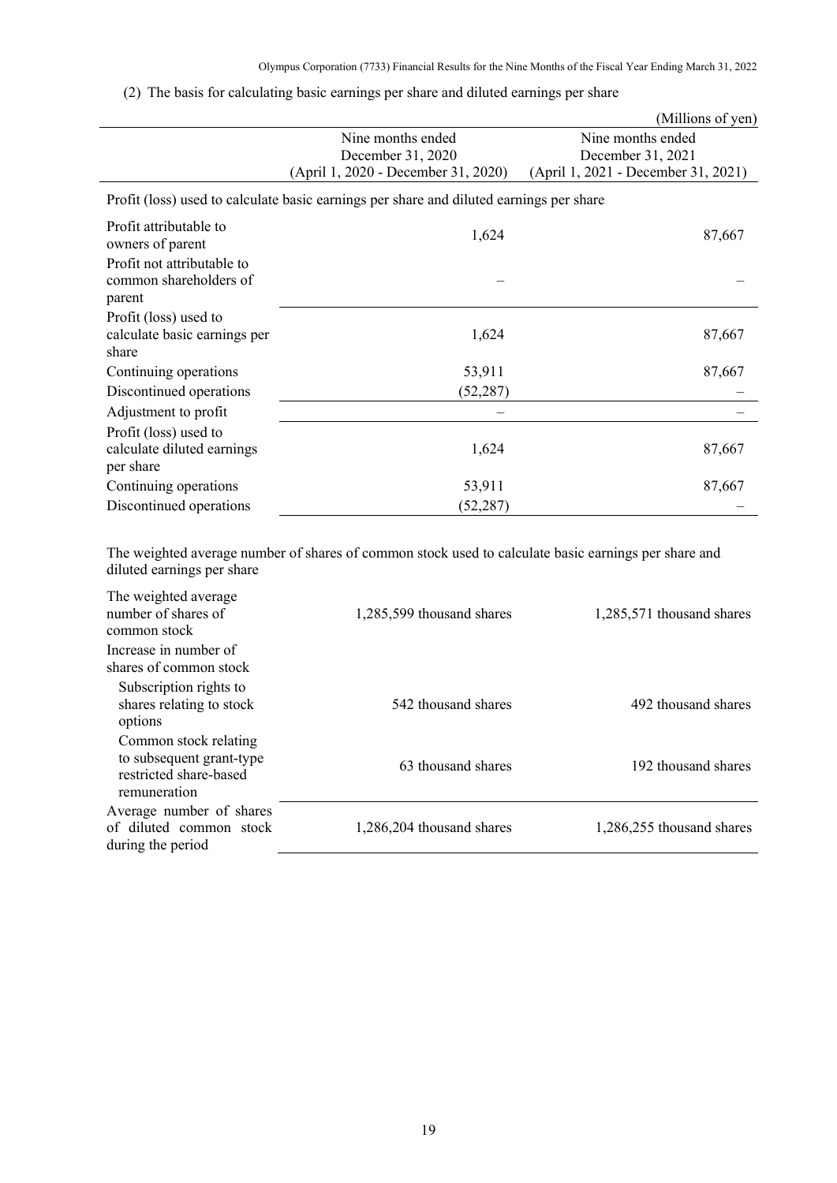(2) The basis for calculating basic earnings per share and diluted earnings per share

(Millions of yen)

| | Nine months ended December 31, 2020 (April 1, 2020 - December 31, 2020) | Nine months ended December 31, 2021 (April 1, 2021 - December 31, 2021) |
|---|---|---|
| Profit (loss) used to calculate basic earnings per share and diluted earnings per share | | |
| Profit attributable to owners of parent | 1,624 | 87,667 |
| Profit not attributable to common shareholders of parent | – | – |
| Profit (loss) used to calculate basic earnings per share | 1,624 | 87,667 |
| Continuing operations | 53,911 | 87,667 |
| Discontinued operations | (52,287) | – |
| Adjustment to profit | – | – |
| Profit (loss) used to calculate diluted earnings per share | 1,624 | 87,667 |
| Continuing operations | 53,911 | 87,667 |
| Discontinued operations | (52,287) | – |

The weighted average number of shares of common stock used to calculate basic earnings per share and diluted earnings per share

| | Nine months ended December 31, 2020 | Nine months ended December 31, 2021 |
|---|---|---|
| The weighted average number of shares of common stock | 1,285,599 thousand shares | 1,285,571 thousand shares |
| Increase in number of shares of common stock | | |
| Subscription rights to shares relating to stock options | 542 thousand shares | 492 thousand shares |
| Common stock relating to subsequent grant-type restricted share-based remuneration | 63 thousand shares | 192 thousand shares |
| Average number of shares of diluted common stock during the period | 1,286,204 thousand shares | 1,286,255 thousand shares |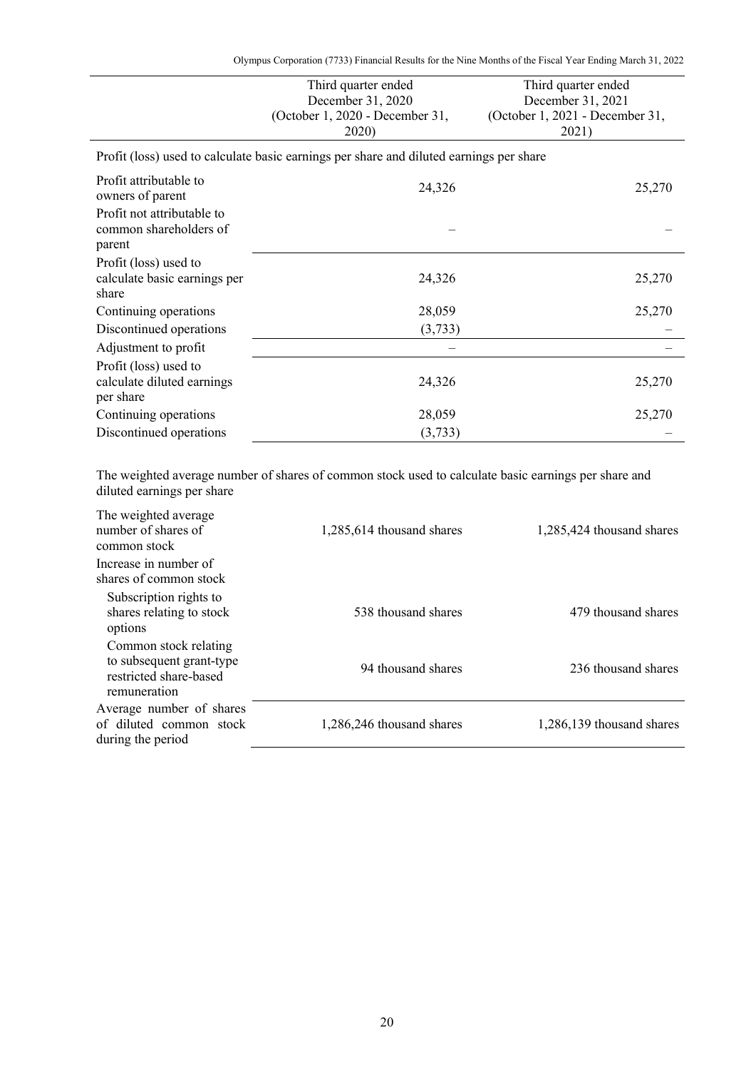| | Third quarter ended December 31, 2020 (October 1, 2020 - December 31, 2020) | Third quarter ended December 31, 2021 (October 1, 2021 - December 31, 2021) |
|---|---|---|
| Profit (loss) used to calculate basic earnings per share and diluted earnings per share | | |
| Profit attributable to owners of parent | 24,326 | 25,270 |
| Profit not attributable to common shareholders of parent | – | – |
| Profit (loss) used to calculate basic earnings per share | 24,326 | 25,270 |
| Continuing operations | 28,059 | 25,270 |
| Discontinued operations | (3,733) | – |
| Adjustment to profit | – | – |
| Profit (loss) used to calculate diluted earnings per share | 24,326 | 25,270 |
| Continuing operations | 28,059 | 25,270 |
| Discontinued operations | (3,733) | – |

The weighted average number of shares of common stock used to calculate basic earnings per share and diluted earnings per share

| | | |
|---|---|---|
| The weighted average number of shares of common stock | 1,285,614 thousand shares | 1,285,424 thousand shares |
| Increase in number of shares of common stock | | |
| Subscription rights to shares relating to stock options | 538 thousand shares | 479 thousand shares |
| Common stock relating to subsequent grant-type restricted share-based remuneration | 94 thousand shares | 236 thousand shares |
| Average number of shares of diluted common stock during the period | 1,286,246 thousand shares | 1,286,139 thousand shares |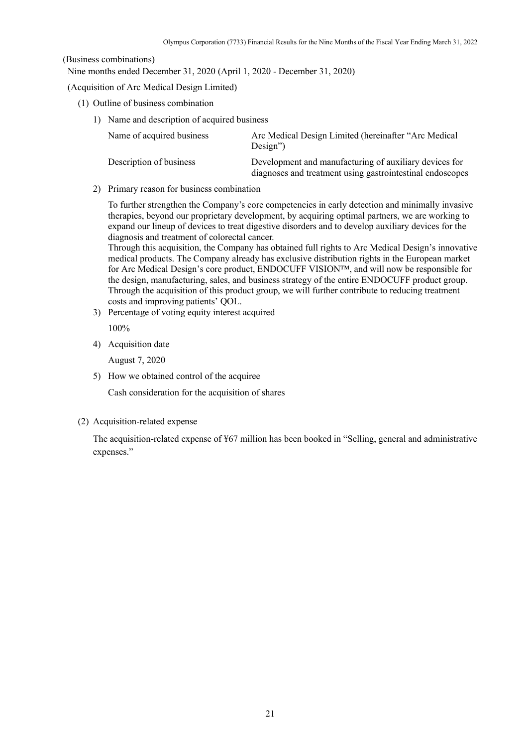(Business combinations)

Nine months ended December 31, 2020 (April 1, 2020 - December 31, 2020)

(Acquisition of Arc Medical Design Limited)

(1) Outline of business combination

1) Name and description of acquired business

| Name of acquired business | Arc Medical Design Limited (hereinafter "Arc Medical Design") |
|---|---|
| Description of business | Development and manufacturing of auxiliary devices for diagnoses and treatment using gastrointestinal endoscopes |

2) Primary reason for business combination

To further strengthen the Company's core competencies in early detection and minimally invasive therapies, beyond our proprietary development, by acquiring optimal partners, we are working to expand our lineup of devices to treat digestive disorders and to develop auxiliary devices for the diagnosis and treatment of colorectal cancer.
Through this acquisition, the Company has obtained full rights to Arc Medical Design's innovative medical products. The Company already has exclusive distribution rights in the European market for Arc Medical Design's core product, ENDOCUFF VISION™, and will now be responsible for the design, manufacturing, sales, and business strategy of the entire ENDOCUFF product group. Through the acquisition of this product group, we will further contribute to reducing treatment costs and improving patients' QOL.

3) Percentage of voting equity interest acquired

100%

4) Acquisition date

August 7, 2020

5) How we obtained control of the acquiree

Cash consideration for the acquisition of shares

(2) Acquisition-related expense

The acquisition-related expense of ¥67 million has been booked in "Selling, general and administrative expenses."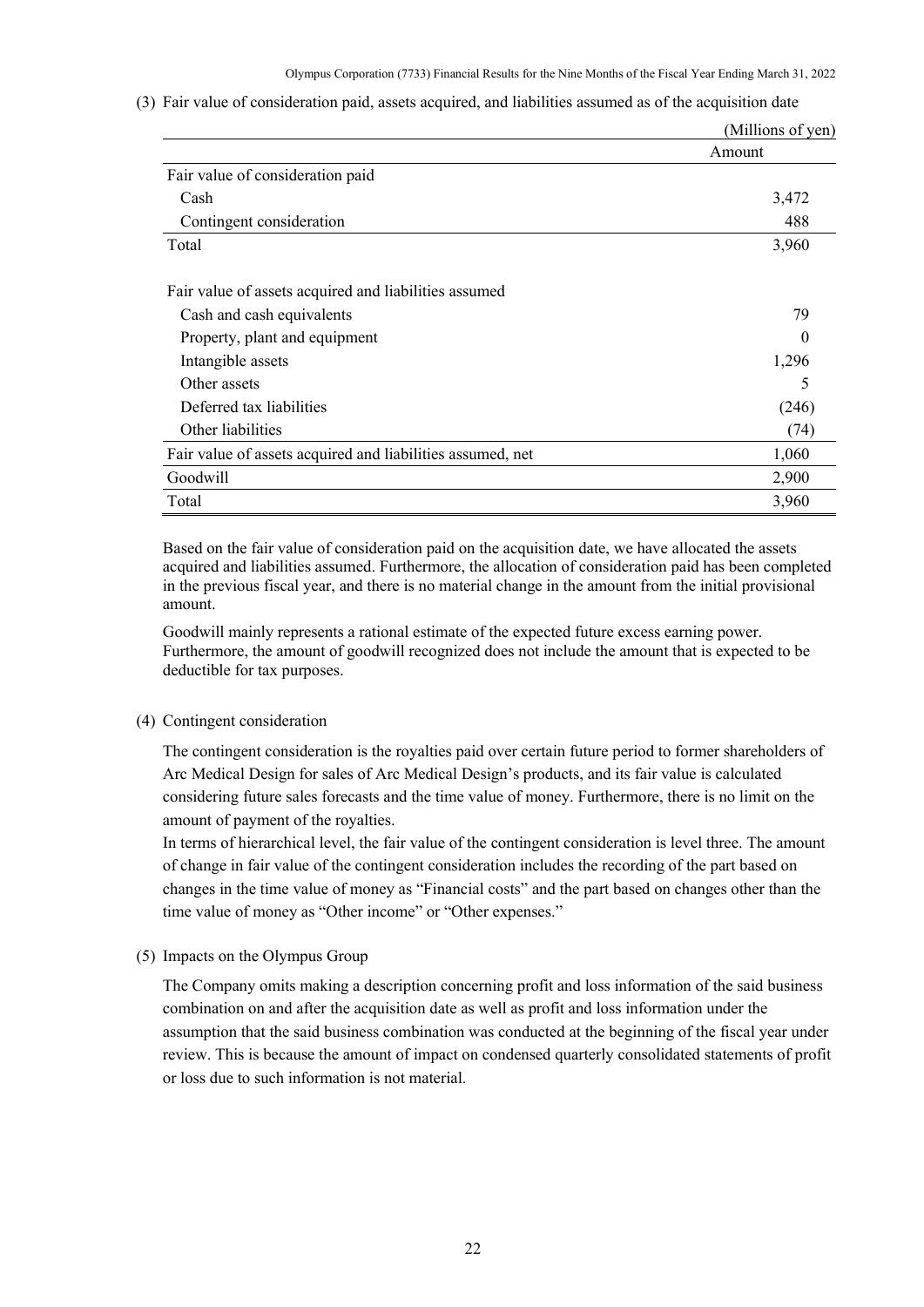(3) Fair value of consideration paid, assets acquired, and liabilities assumed as of the acquisition date

(Millions of yen)

| | Amount |
|---|---|
| Fair value of consideration paid | |
| Cash | 3,472 |
| Contingent consideration | 488 |
| Total | 3,960 |
| | |
| Fair value of assets acquired and liabilities assumed | |
| Cash and cash equivalents | 79 |
| Property, plant and equipment | 0 |
| Intangible assets | 1,296 |
| Other assets | 5 |
| Deferred tax liabilities | (246) |
| Other liabilities | (74) |
| Fair value of assets acquired and liabilities assumed, net | 1,060 |
| Goodwill | 2,900 |
| Total | 3,960 |

Based on the fair value of consideration paid on the acquisition date, we have allocated the assets acquired and liabilities assumed. Furthermore, the allocation of consideration paid has been completed in the previous fiscal year, and there is no material change in the amount from the initial provisional amount.

Goodwill mainly represents a rational estimate of the expected future excess earning power. Furthermore, the amount of goodwill recognized does not include the amount that is expected to be deductible for tax purposes.

(4) Contingent consideration

The contingent consideration is the royalties paid over certain future period to former shareholders of Arc Medical Design for sales of Arc Medical Design's products, and its fair value is calculated considering future sales forecasts and the time value of money. Furthermore, there is no limit on the amount of payment of the royalties.

In terms of hierarchical level, the fair value of the contingent consideration is level three. The amount of change in fair value of the contingent consideration includes the recording of the part based on changes in the time value of money as "Financial costs" and the part based on changes other than the time value of money as "Other income" or "Other expenses."

(5) Impacts on the Olympus Group

The Company omits making a description concerning profit and loss information of the said business combination on and after the acquisition date as well as profit and loss information under the assumption that the said business combination was conducted at the beginning of the fiscal year under review. This is because the amount of impact on condensed quarterly consolidated statements of profit or loss due to such information is not material.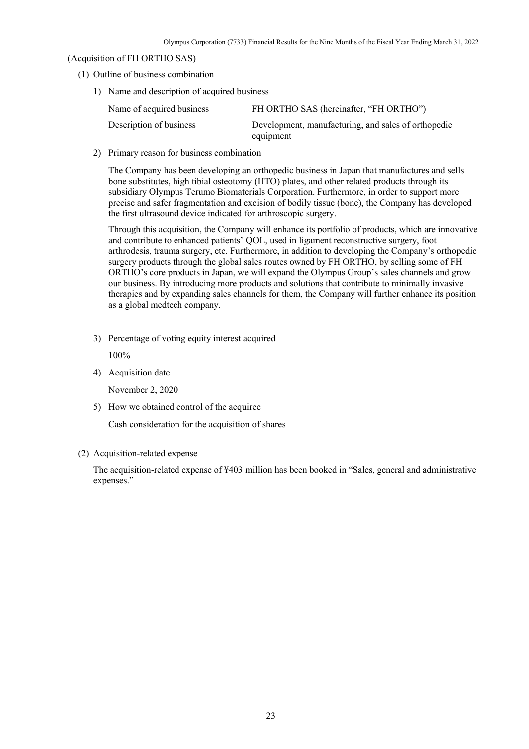(Acquisition of FH ORTHO SAS)

(1) Outline of business combination

1) Name and description of acquired business

| Name of acquired business | FH ORTHO SAS (hereinafter, "FH ORTHO") |
|---|---|
| Description of business | Development, manufacturing, and sales of orthopedic equipment |

2) Primary reason for business combination

The Company has been developing an orthopedic business in Japan that manufactures and sells bone substitutes, high tibial osteotomy (HTO) plates, and other related products through its subsidiary Olympus Terumo Biomaterials Corporation. Furthermore, in order to support more precise and safer fragmentation and excision of bodily tissue (bone), the Company has developed the first ultrasound device indicated for arthroscopic surgery.

Through this acquisition, the Company will enhance its portfolio of products, which are innovative and contribute to enhanced patients' QOL, used in ligament reconstructive surgery, foot arthrodesis, trauma surgery, etc. Furthermore, in addition to developing the Company's orthopedic surgery products through the global sales routes owned by FH ORTHO, by selling some of FH ORTHO's core products in Japan, we will expand the Olympus Group's sales channels and grow our business. By introducing more products and solutions that contribute to minimally invasive therapies and by expanding sales channels for them, the Company will further enhance its position as a global medtech company.

3) Percentage of voting equity interest acquired

100%

4) Acquisition date

November 2, 2020

5) How we obtained control of the acquiree

Cash consideration for the acquisition of shares

(2) Acquisition-related expense

The acquisition-related expense of ¥403 million has been booked in "Sales, general and administrative expenses."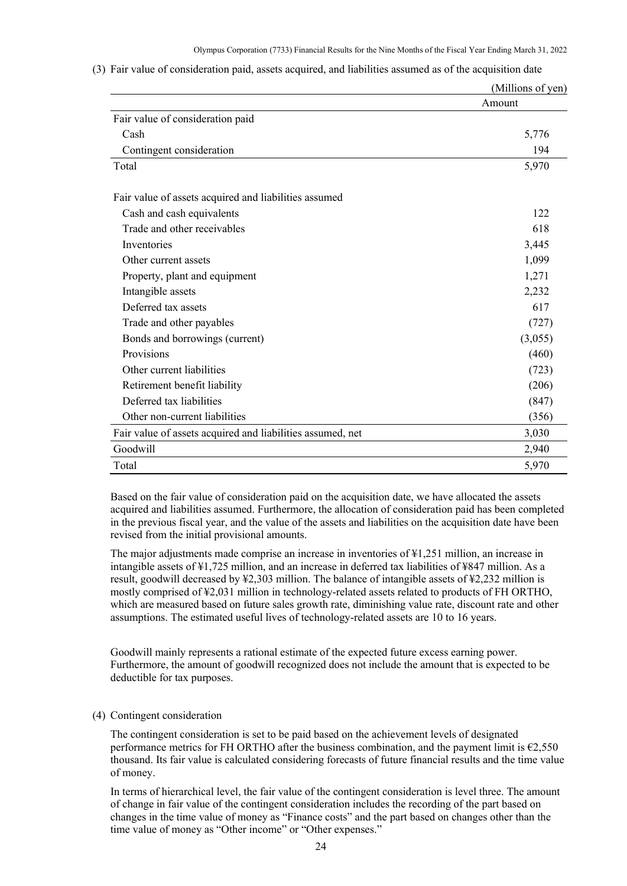(3) Fair value of consideration paid, assets acquired, and liabilities assumed as of the acquisition date

(Millions of yen)

| | Amount |
|---|---|
| Fair value of consideration paid | |
| Cash | 5,776 |
| Contingent consideration | 194 |
| Total | 5,970 |
| | |
| Fair value of assets acquired and liabilities assumed | |
| Cash and cash equivalents | 122 |
| Trade and other receivables | 618 |
| Inventories | 3,445 |
| Other current assets | 1,099 |
| Property, plant and equipment | 1,271 |
| Intangible assets | 2,232 |
| Deferred tax assets | 617 |
| Trade and other payables | (727) |
| Bonds and borrowings (current) | (3,055) |
| Provisions | (460) |
| Other current liabilities | (723) |
| Retirement benefit liability | (206) |
| Deferred tax liabilities | (847) |
| Other non-current liabilities | (356) |
| Fair value of assets acquired and liabilities assumed, net | 3,030 |
| Goodwill | 2,940 |
| Total | 5,970 |

Based on the fair value of consideration paid on the acquisition date, we have allocated the assets acquired and liabilities assumed. Furthermore, the allocation of consideration paid has been completed in the previous fiscal year, and the value of the assets and liabilities on the acquisition date have been revised from the initial provisional amounts.

The major adjustments made comprise an increase in inventories of ¥1,251 million, an increase in intangible assets of ¥1,725 million, and an increase in deferred tax liabilities of ¥847 million. As a result, goodwill decreased by ¥2,303 million. The balance of intangible assets of ¥2,232 million is mostly comprised of ¥2,031 million in technology-related assets related to products of FH ORTHO, which are measured based on future sales growth rate, diminishing value rate, discount rate and other assumptions. The estimated useful lives of technology-related assets are 10 to 16 years.

Goodwill mainly represents a rational estimate of the expected future excess earning power. Furthermore, the amount of goodwill recognized does not include the amount that is expected to be deductible for tax purposes.

(4) Contingent consideration

The contingent consideration is set to be paid based on the achievement levels of designated performance metrics for FH ORTHO after the business combination, and the payment limit is €2,550 thousand. Its fair value is calculated considering forecasts of future financial results and the time value of money.

In terms of hierarchical level, the fair value of the contingent consideration is level three. The amount of change in fair value of the contingent consideration includes the recording of the part based on changes in the time value of money as "Finance costs" and the part based on changes other than the time value of money as "Other income" or "Other expenses."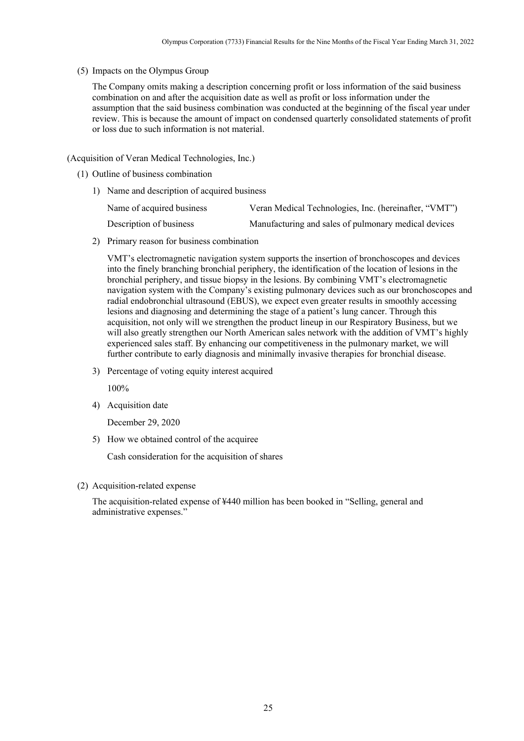(5) Impacts on the Olympus Group

The Company omits making a description concerning profit or loss information of the said business combination on and after the acquisition date as well as profit or loss information under the assumption that the said business combination was conducted at the beginning of the fiscal year under review. This is because the amount of impact on condensed quarterly consolidated statements of profit or loss due to such information is not material.

(Acquisition of Veran Medical Technologies, Inc.)

(1) Outline of business combination

1) Name and description of acquired business

| Name of acquired business | Veran Medical Technologies, Inc. (hereinafter, "VMT") |
| --- | --- |
| Description of business | Manufacturing and sales of pulmonary medical devices |

2) Primary reason for business combination

VMT's electromagnetic navigation system supports the insertion of bronchoscopes and devices into the finely branching bronchial periphery, the identification of the location of lesions in the bronchial periphery, and tissue biopsy in the lesions. By combining VMT's electromagnetic navigation system with the Company's existing pulmonary devices such as our bronchoscopes and radial endobronchial ultrasound (EBUS), we expect even greater results in smoothly accessing lesions and diagnosing and determining the stage of a patient's lung cancer. Through this acquisition, not only will we strengthen the product lineup in our Respiratory Business, but we will also greatly strengthen our North American sales network with the addition of VMT's highly experienced sales staff. By enhancing our competitiveness in the pulmonary market, we will further contribute to early diagnosis and minimally invasive therapies for bronchial disease.

3) Percentage of voting equity interest acquired

100%

4) Acquisition date

December 29, 2020

5) How we obtained control of the acquiree

Cash consideration for the acquisition of shares

(2) Acquisition-related expense

The acquisition-related expense of ¥440 million has been booked in "Selling, general and administrative expenses."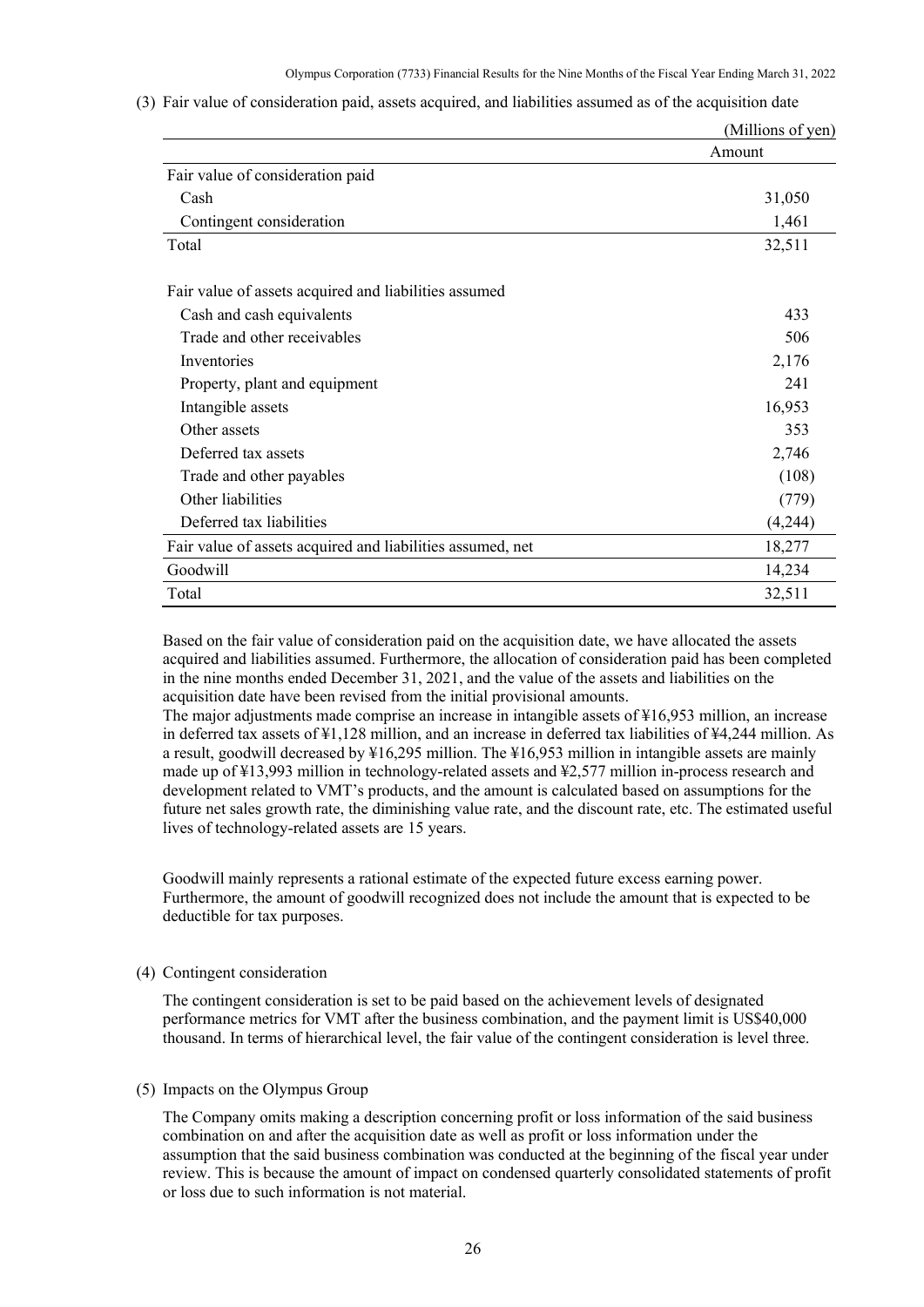(3) Fair value of consideration paid, assets acquired, and liabilities assumed as of the acquisition date

(Millions of yen)

| | Amount |
|---|---|
| Fair value of consideration paid | |
| Cash | 31,050 |
| Contingent consideration | 1,461 |
| Total | 32,511 |
| | |
| Fair value of assets acquired and liabilities assumed | |
| Cash and cash equivalents | 433 |
| Trade and other receivables | 506 |
| Inventories | 2,176 |
| Property, plant and equipment | 241 |
| Intangible assets | 16,953 |
| Other assets | 353 |
| Deferred tax assets | 2,746 |
| Trade and other payables | (108) |
| Other liabilities | (779) |
| Deferred tax liabilities | (4,244) |
| Fair value of assets acquired and liabilities assumed, net | 18,277 |
| Goodwill | 14,234 |
| Total | 32,511 |

Based on the fair value of consideration paid on the acquisition date, we have allocated the assets acquired and liabilities assumed. Furthermore, the allocation of consideration paid has been completed in the nine months ended December 31, 2021, and the value of the assets and liabilities on the acquisition date have been revised from the initial provisional amounts.
The major adjustments made comprise an increase in intangible assets of ¥16,953 million, an increase in deferred tax assets of ¥1,128 million, and an increase in deferred tax liabilities of ¥4,244 million. As a result, goodwill decreased by ¥16,295 million. The ¥16,953 million in intangible assets are mainly made up of ¥13,993 million in technology-related assets and ¥2,577 million in-process research and development related to VMT's products, and the amount is calculated based on assumptions for the future net sales growth rate, the diminishing value rate, and the discount rate, etc. The estimated useful lives of technology-related assets are 15 years.

Goodwill mainly represents a rational estimate of the expected future excess earning power. Furthermore, the amount of goodwill recognized does not include the amount that is expected to be deductible for tax purposes.

(4) Contingent consideration

The contingent consideration is set to be paid based on the achievement levels of designated performance metrics for VMT after the business combination, and the payment limit is US$40,000 thousand. In terms of hierarchical level, the fair value of the contingent consideration is level three.

(5) Impacts on the Olympus Group

The Company omits making a description concerning profit or loss information of the said business combination on and after the acquisition date as well as profit or loss information under the assumption that the said business combination was conducted at the beginning of the fiscal year under review. This is because the amount of impact on condensed quarterly consolidated statements of profit or loss due to such information is not material.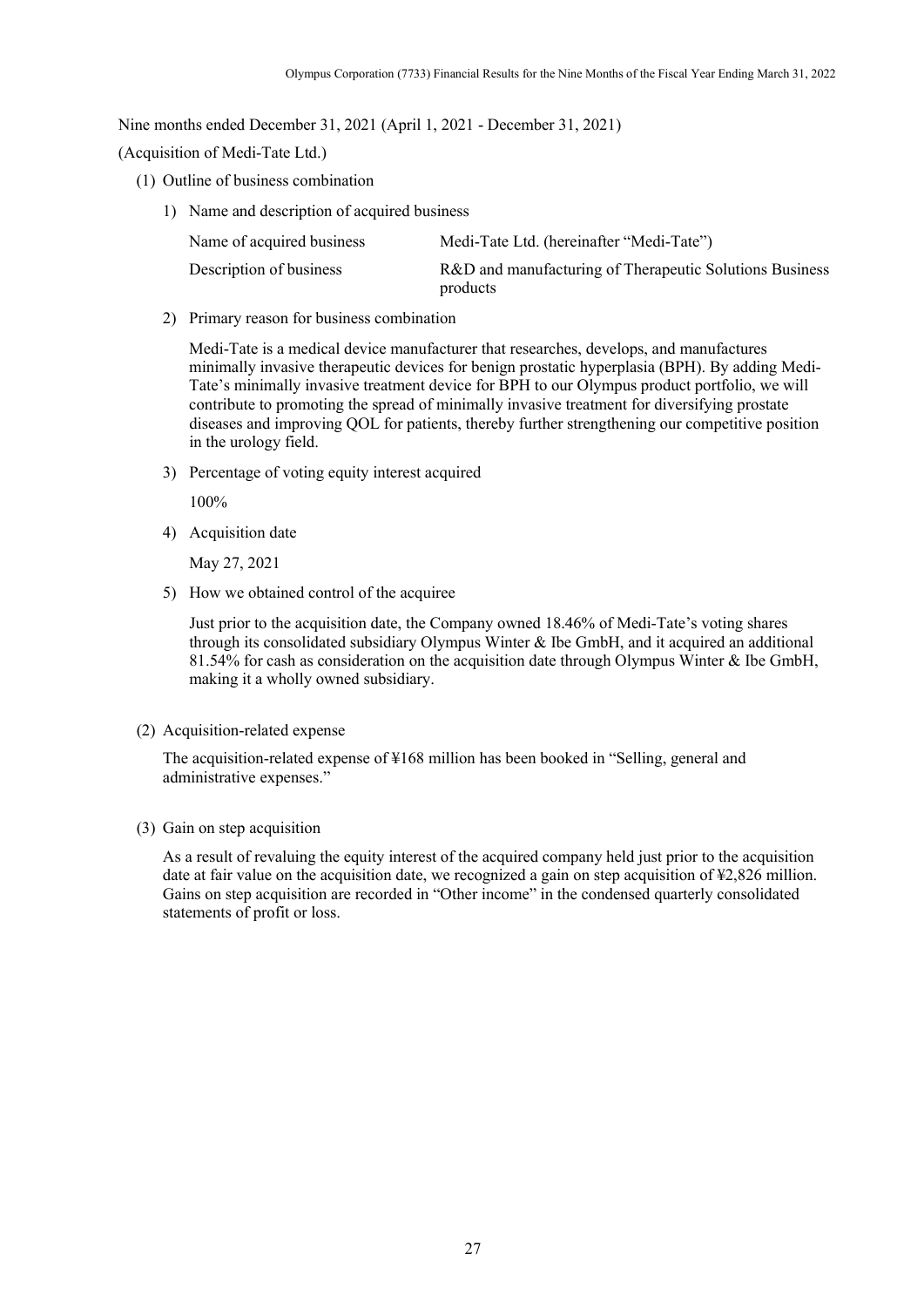Nine months ended December 31, 2021 (April 1, 2021 - December 31, 2021)

(Acquisition of Medi-Tate Ltd.)

(1) Outline of business combination

1) Name and description of acquired business

| Name of acquired business | Medi-Tate Ltd. (hereinafter "Medi-Tate") |
|---|---|
| Description of business | R&D and manufacturing of Therapeutic Solutions Business products |

2) Primary reason for business combination

Medi-Tate is a medical device manufacturer that researches, develops, and manufactures minimally invasive therapeutic devices for benign prostatic hyperplasia (BPH). By adding Medi-Tate's minimally invasive treatment device for BPH to our Olympus product portfolio, we will contribute to promoting the spread of minimally invasive treatment for diversifying prostate diseases and improving QOL for patients, thereby further strengthening our competitive position in the urology field.

3) Percentage of voting equity interest acquired

100%

4) Acquisition date

May 27, 2021

5) How we obtained control of the acquiree

Just prior to the acquisition date, the Company owned 18.46% of Medi-Tate's voting shares through its consolidated subsidiary Olympus Winter & Ibe GmbH, and it acquired an additional 81.54% for cash as consideration on the acquisition date through Olympus Winter & Ibe GmbH, making it a wholly owned subsidiary.

(2) Acquisition-related expense

The acquisition-related expense of ¥168 million has been booked in "Selling, general and administrative expenses."

(3) Gain on step acquisition

As a result of revaluing the equity interest of the acquired company held just prior to the acquisition date at fair value on the acquisition date, we recognized a gain on step acquisition of ¥2,826 million. Gains on step acquisition are recorded in "Other income" in the condensed quarterly consolidated statements of profit or loss.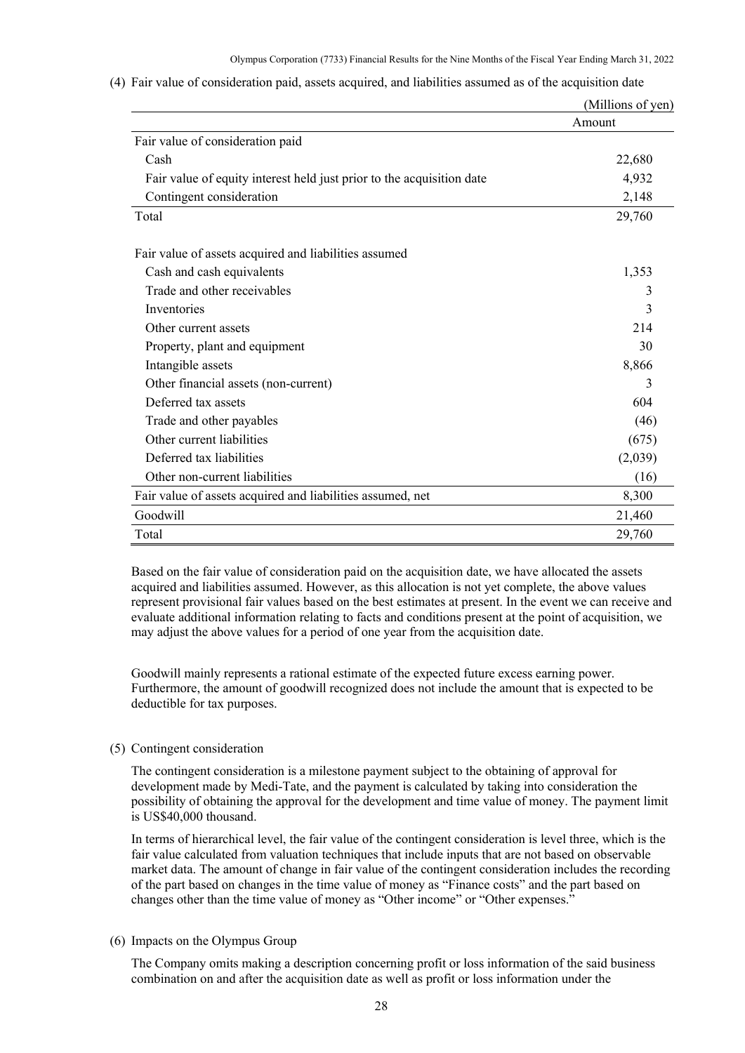(4) Fair value of consideration paid, assets acquired, and liabilities assumed as of the acquisition date

(Millions of yen)

| | Amount |
|---|---|
| Fair value of consideration paid | |
| Cash | 22,680 |
| Fair value of equity interest held just prior to the acquisition date | 4,932 |
| Contingent consideration | 2,148 |
| Total | 29,760 |
| | |
| Fair value of assets acquired and liabilities assumed | |
| Cash and cash equivalents | 1,353 |
| Trade and other receivables | 3 |
| Inventories | 3 |
| Other current assets | 214 |
| Property, plant and equipment | 30 |
| Intangible assets | 8,866 |
| Other financial assets (non-current) | 3 |
| Deferred tax assets | 604 |
| Trade and other payables | (46) |
| Other current liabilities | (675) |
| Deferred tax liabilities | (2,039) |
| Other non-current liabilities | (16) |
| Fair value of assets acquired and liabilities assumed, net | 8,300 |
| Goodwill | 21,460 |
| Total | 29,760 |

Based on the fair value of consideration paid on the acquisition date, we have allocated the assets acquired and liabilities assumed. However, as this allocation is not yet complete, the above values represent provisional fair values based on the best estimates at present. In the event we can receive and evaluate additional information relating to facts and conditions present at the point of acquisition, we may adjust the above values for a period of one year from the acquisition date.

Goodwill mainly represents a rational estimate of the expected future excess earning power. Furthermore, the amount of goodwill recognized does not include the amount that is expected to be deductible for tax purposes.

(5) Contingent consideration

The contingent consideration is a milestone payment subject to the obtaining of approval for development made by Medi-Tate, and the payment is calculated by taking into consideration the possibility of obtaining the approval for the development and time value of money. The payment limit is US$40,000 thousand.

In terms of hierarchical level, the fair value of the contingent consideration is level three, which is the fair value calculated from valuation techniques that include inputs that are not based on observable market data. The amount of change in fair value of the contingent consideration includes the recording of the part based on changes in the time value of money as "Finance costs" and the part based on changes other than the time value of money as "Other income" or "Other expenses."

(6) Impacts on the Olympus Group

The Company omits making a description concerning profit or loss information of the said business combination on and after the acquisition date as well as profit or loss information under the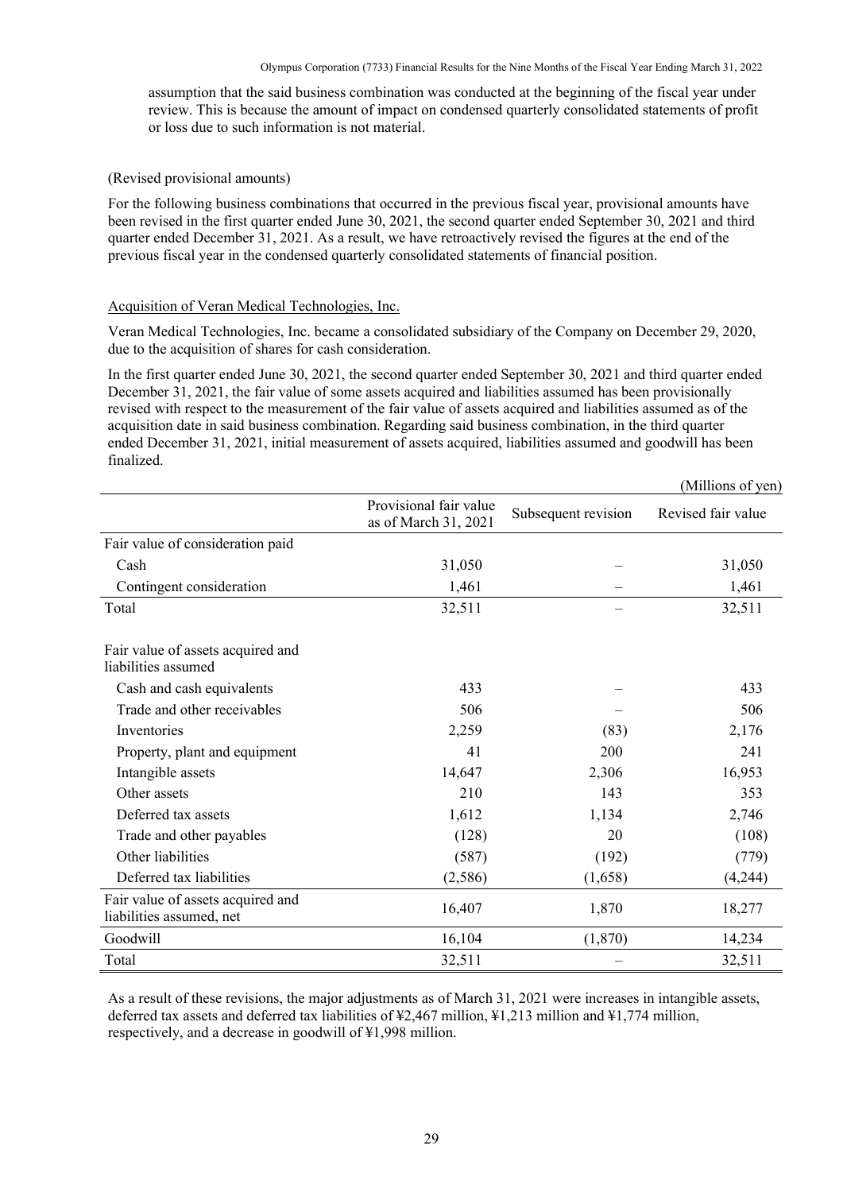assumption that the said business combination was conducted at the beginning of the fiscal year under review. This is because the amount of impact on condensed quarterly consolidated statements of profit or loss due to such information is not material.

(Revised provisional amounts)

For the following business combinations that occurred in the previous fiscal year, provisional amounts have been revised in the first quarter ended June 30, 2021, the second quarter ended September 30, 2021 and third quarter ended December 31, 2021. As a result, we have retroactively revised the figures at the end of the previous fiscal year in the condensed quarterly consolidated statements of financial position.

Acquisition of Veran Medical Technologies, Inc.

Veran Medical Technologies, Inc. became a consolidated subsidiary of the Company on December 29, 2020, due to the acquisition of shares for cash consideration.

In the first quarter ended June 30, 2021, the second quarter ended September 30, 2021 and third quarter ended December 31, 2021, the fair value of some assets acquired and liabilities assumed has been provisionally revised with respect to the measurement of the fair value of assets acquired and liabilities assumed as of the acquisition date in said business combination. Regarding said business combination, in the third quarter ended December 31, 2021, initial measurement of assets acquired, liabilities assumed and goodwill has been finalized.

(Millions of yen)

| | Provisional fair value as of March 31, 2021 | Subsequent revision | Revised fair value |
|---|---|---|---|
| Fair value of consideration paid | | | |
| Cash | 31,050 | – | 31,050 |
| Contingent consideration | 1,461 | – | 1,461 |
| Total | 32,511 | – | 32,511 |
| Fair value of assets acquired and liabilities assumed | | | |
| Cash and cash equivalents | 433 | – | 433 |
| Trade and other receivables | 506 | – | 506 |
| Inventories | 2,259 | (83) | 2,176 |
| Property, plant and equipment | 41 | 200 | 241 |
| Intangible assets | 14,647 | 2,306 | 16,953 |
| Other assets | 210 | 143 | 353 |
| Deferred tax assets | 1,612 | 1,134 | 2,746 |
| Trade and other payables | (128) | 20 | (108) |
| Other liabilities | (587) | (192) | (779) |
| Deferred tax liabilities | (2,586) | (1,658) | (4,244) |
| Fair value of assets acquired and liabilities assumed, net | 16,407 | 1,870 | 18,277 |
| Goodwill | 16,104 | (1,870) | 14,234 |
| Total | 32,511 | – | 32,511 |

As a result of these revisions, the major adjustments as of March 31, 2021 were increases in intangible assets, deferred tax assets and deferred tax liabilities of ¥2,467 million, ¥1,213 million and ¥1,774 million, respectively, and a decrease in goodwill of ¥1,998 million.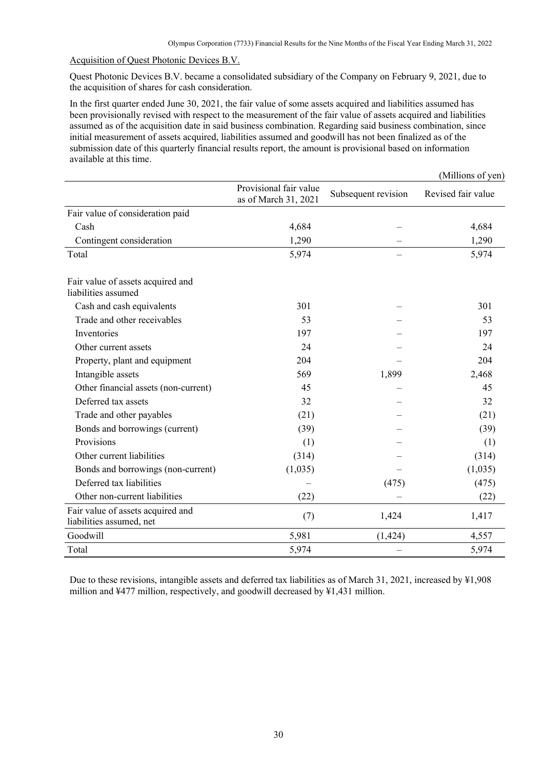Acquisition of Quest Photonic Devices B.V.

Quest Photonic Devices B.V. became a consolidated subsidiary of the Company on February 9, 2021, due to the acquisition of shares for cash consideration.

In the first quarter ended June 30, 2021, the fair value of some assets acquired and liabilities assumed has been provisionally revised with respect to the measurement of the fair value of assets acquired and liabilities assumed as of the acquisition date in said business combination. Regarding said business combination, since initial measurement of assets acquired, liabilities assumed and goodwill has not been finalized as of the submission date of this quarterly financial results report, the amount is provisional based on information available at this time.

(Millions of yen)

| | Provisional fair value as of March 31, 2021 | Subsequent revision | Revised fair value |
|---|---|---|---|
| Fair value of consideration paid | | | |
| Cash | 4,684 | – | 4,684 |
| Contingent consideration | 1,290 | – | 1,290 |
| Total | 5,974 | – | 5,974 |
| | | | |
| Fair value of assets acquired and liabilities assumed | | | |
| Cash and cash equivalents | 301 | – | 301 |
| Trade and other receivables | 53 | – | 53 |
| Inventories | 197 | – | 197 |
| Other current assets | 24 | – | 24 |
| Property, plant and equipment | 204 | – | 204 |
| Intangible assets | 569 | 1,899 | 2,468 |
| Other financial assets (non-current) | 45 | – | 45 |
| Deferred tax assets | 32 | – | 32 |
| Trade and other payables | (21) | – | (21) |
| Bonds and borrowings (current) | (39) | – | (39) |
| Provisions | (1) | – | (1) |
| Other current liabilities | (314) | – | (314) |
| Bonds and borrowings (non-current) | (1,035) | – | (1,035) |
| Deferred tax liabilities | – | (475) | (475) |
| Other non-current liabilities | (22) | – | (22) |
| Fair value of assets acquired and liabilities assumed, net | (7) | 1,424 | 1,417 |
| Goodwill | 5,981 | (1,424) | 4,557 |
| Total | 5,974 | – | 5,974 |

Due to these revisions, intangible assets and deferred tax liabilities as of March 31, 2021, increased by ¥1,908 million and ¥477 million, respectively, and goodwill decreased by ¥1,431 million.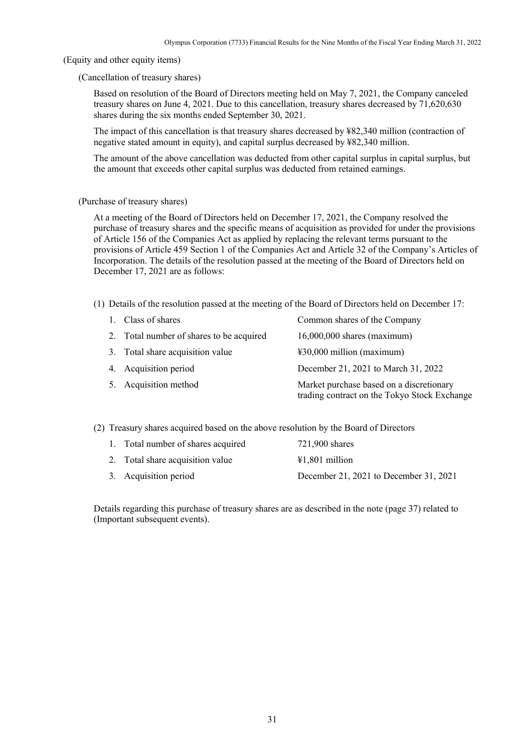(Equity and other equity items)

(Cancellation of treasury shares)

Based on resolution of the Board of Directors meeting held on May 7, 2021, the Company canceled treasury shares on June 4, 2021. Due to this cancellation, treasury shares decreased by 71,620,630 shares during the six months ended September 30, 2021.

The impact of this cancellation is that treasury shares decreased by ¥82,340 million (contraction of negative stated amount in equity), and capital surplus decreased by ¥82,340 million.

The amount of the above cancellation was deducted from other capital surplus in capital surplus, but the amount that exceeds other capital surplus was deducted from retained earnings.

(Purchase of treasury shares)

At a meeting of the Board of Directors held on December 17, 2021, the Company resolved the purchase of treasury shares and the specific means of acquisition as provided for under the provisions of Article 156 of the Companies Act as applied by replacing the relevant terms pursuant to the provisions of Article 459 Section 1 of the Companies Act and Article 32 of the Company's Articles of Incorporation. The details of the resolution passed at the meeting of the Board of Directors held on December 17, 2021 are as follows:

(1) Details of the resolution passed at the meeting of the Board of Directors held on December 17:

| | |
|---|---|
| 1. Class of shares | Common shares of the Company |
| 2. Total number of shares to be acquired | 16,000,000 shares (maximum) |
| 3. Total share acquisition value | ¥30,000 million (maximum) |
| 4. Acquisition period | December 21, 2021 to March 31, 2022 |
| 5. Acquisition method | Market purchase based on a discretionary trading contract on the Tokyo Stock Exchange |

(2) Treasury shares acquired based on the above resolution by the Board of Directors

| | |
|---|---|
| 1. Total number of shares acquired | 721,900 shares |
| 2. Total share acquisition value | ¥1,801 million |
| 3. Acquisition period | December 21, 2021 to December 31, 2021 |

Details regarding this purchase of treasury shares are as described in the note (page 37) related to (Important subsequent events).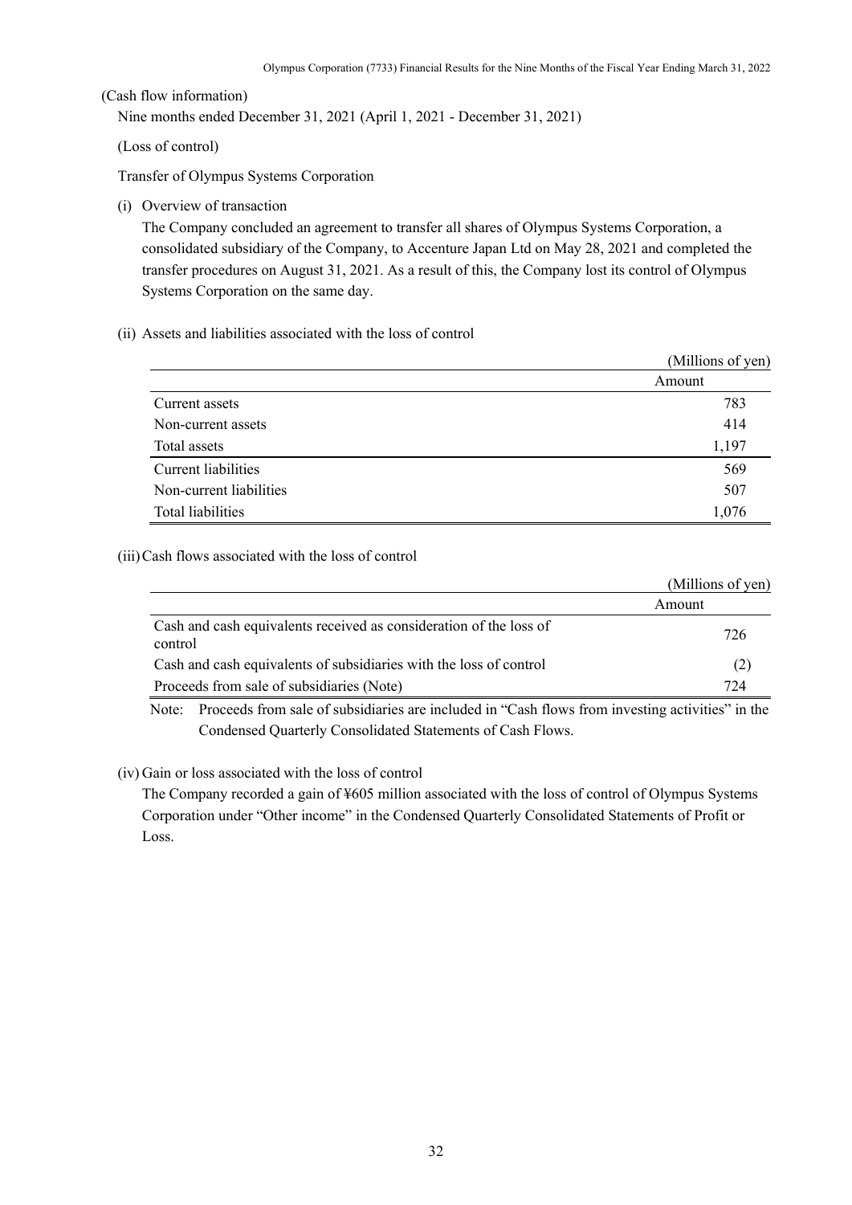(Cash flow information)

Nine months ended December 31, 2021 (April 1, 2021 - December 31, 2021)

(Loss of control)

Transfer of Olympus Systems Corporation

(i) Overview of transaction

The Company concluded an agreement to transfer all shares of Olympus Systems Corporation, a consolidated subsidiary of the Company, to Accenture Japan Ltd on May 28, 2021 and completed the transfer procedures on August 31, 2021. As a result of this, the Company lost its control of Olympus Systems Corporation on the same day.

(ii) Assets and liabilities associated with the loss of control

(Millions of yen)

| | Amount |
|---|---|
| Current assets | 783 |
| Non-current assets | 414 |
| Total assets | 1,197 |
| Current liabilities | 569 |
| Non-current liabilities | 507 |
| Total liabilities | 1,076 |

(iii) Cash flows associated with the loss of control

(Millions of yen)

| | Amount |
|---|---|
| Cash and cash equivalents received as consideration of the loss of control | 726 |
| Cash and cash equivalents of subsidiaries with the loss of control | (2) |
| Proceeds from sale of subsidiaries (Note) | 724 |

Note: Proceeds from sale of subsidiaries are included in "Cash flows from investing activities" in the Condensed Quarterly Consolidated Statements of Cash Flows.

(iv) Gain or loss associated with the loss of control

The Company recorded a gain of ¥605 million associated with the loss of control of Olympus Systems Corporation under "Other income" in the Condensed Quarterly Consolidated Statements of Profit or Loss.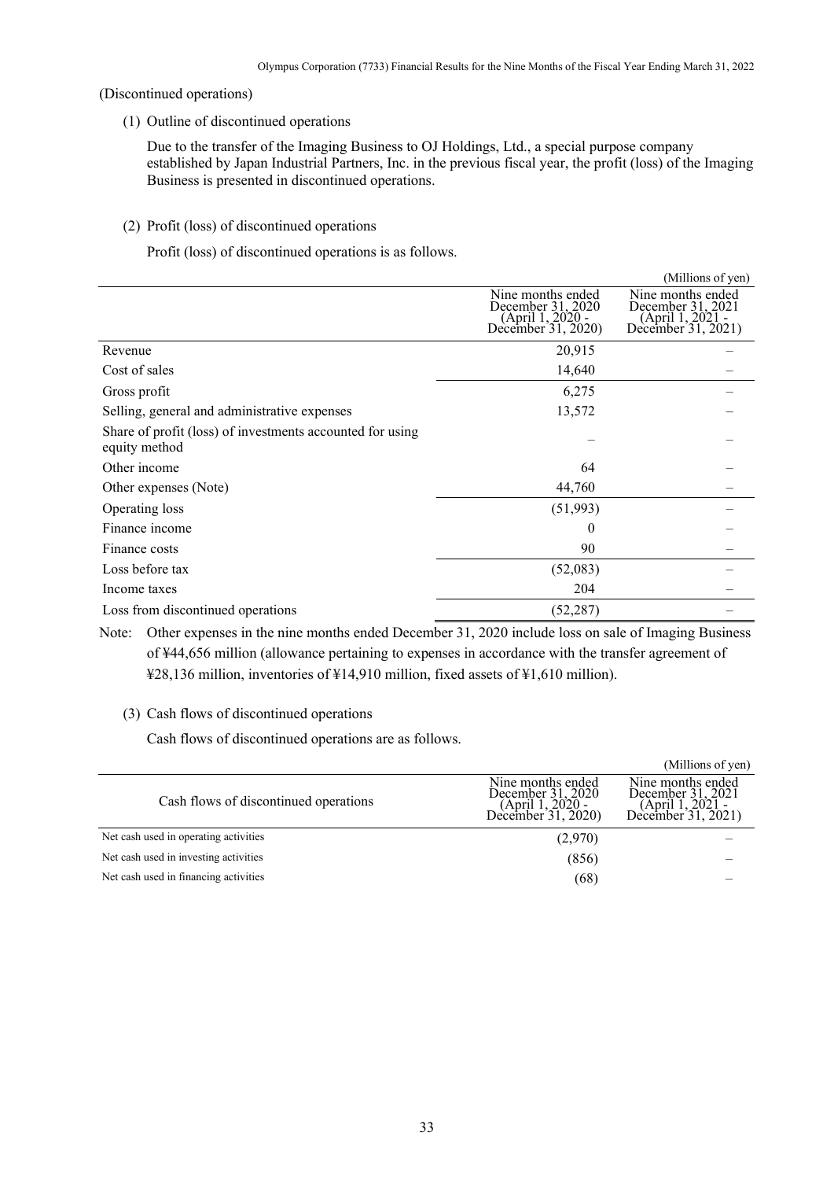(Discontinued operations)

(1) Outline of discontinued operations

Due to the transfer of the Imaging Business to OJ Holdings, Ltd., a special purpose company established by Japan Industrial Partners, Inc. in the previous fiscal year, the profit (loss) of the Imaging Business is presented in discontinued operations.

(2) Profit (loss) of discontinued operations

Profit (loss) of discontinued operations is as follows.

(Millions of yen)

| | Nine months ended December 31, 2020 (April 1, 2020 - December 31, 2020) | Nine months ended December 31, 2021 (April 1, 2021 - December 31, 2021) |
|---|---|---|
| Revenue | 20,915 | – |
| Cost of sales | 14,640 | – |
| Gross profit | 6,275 | – |
| Selling, general and administrative expenses | 13,572 | – |
| Share of profit (loss) of investments accounted for using equity method | – | – |
| Other income | 64 | – |
| Other expenses (Note) | 44,760 | – |
| Operating loss | (51,993) | – |
| Finance income | 0 | – |
| Finance costs | 90 | – |
| Loss before tax | (52,083) | – |
| Income taxes | 204 | – |
| Loss from discontinued operations | (52,287) | – |

Note: Other expenses in the nine months ended December 31, 2020 include loss on sale of Imaging Business of ¥44,656 million (allowance pertaining to expenses in accordance with the transfer agreement of ¥28,136 million, inventories of ¥14,910 million, fixed assets of ¥1,610 million).

(3) Cash flows of discontinued operations

Cash flows of discontinued operations are as follows.

(Millions of yen)

| Cash flows of discontinued operations | Nine months ended December 31, 2020 (April 1, 2020 - December 31, 2020) | Nine months ended December 31, 2021 (April 1, 2021 - December 31, 2021) |
|---|---|---|
| Net cash used in operating activities | (2,970) | – |
| Net cash used in investing activities | (856) | – |
| Net cash used in financing activities | (68) | – |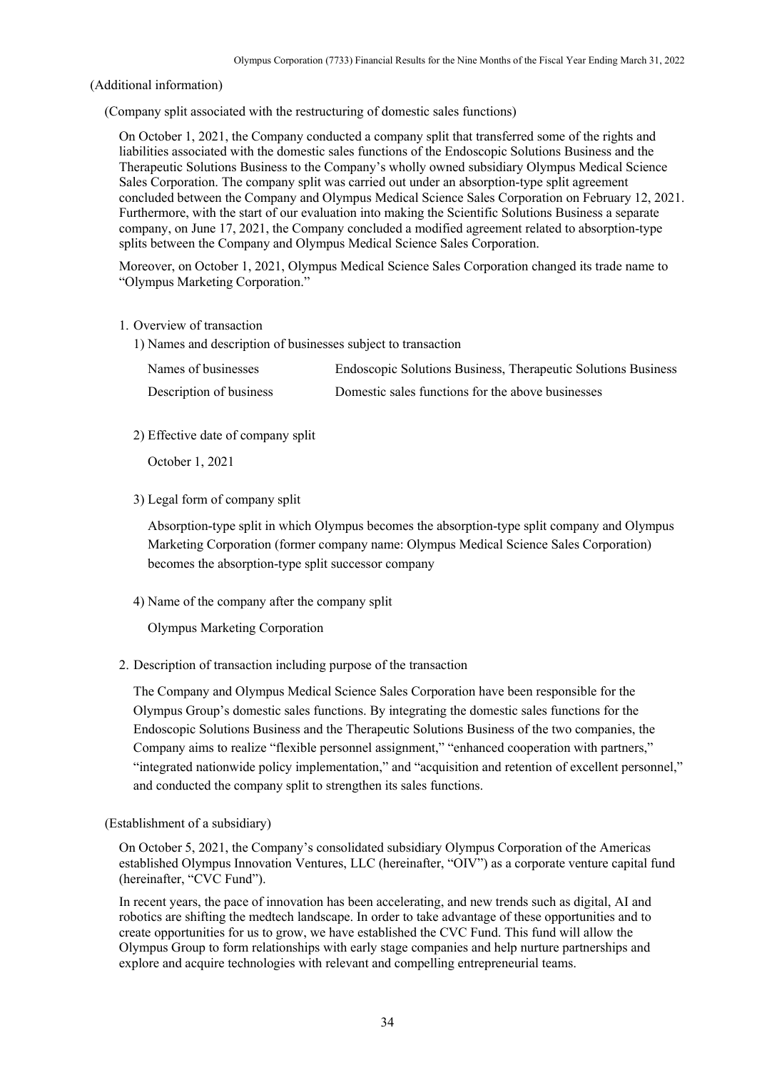(Additional information)

(Company split associated with the restructuring of domestic sales functions)

On October 1, 2021, the Company conducted a company split that transferred some of the rights and liabilities associated with the domestic sales functions of the Endoscopic Solutions Business and the Therapeutic Solutions Business to the Company's wholly owned subsidiary Olympus Medical Science Sales Corporation. The company split was carried out under an absorption-type split agreement concluded between the Company and Olympus Medical Science Sales Corporation on February 12, 2021. Furthermore, with the start of our evaluation into making the Scientific Solutions Business a separate company, on June 17, 2021, the Company concluded a modified agreement related to absorption-type splits between the Company and Olympus Medical Science Sales Corporation.

Moreover, on October 1, 2021, Olympus Medical Science Sales Corporation changed its trade name to "Olympus Marketing Corporation."

1. Overview of transaction

   1) Names and description of businesses subject to transaction

| | |
|---|---|
| Names of businesses | Endoscopic Solutions Business, Therapeutic Solutions Business |
| Description of business | Domestic sales functions for the above businesses |

   2) Effective date of company split

   October 1, 2021

   3) Legal form of company split

   Absorption-type split in which Olympus becomes the absorption-type split company and Olympus Marketing Corporation (former company name: Olympus Medical Science Sales Corporation) becomes the absorption-type split successor company

   4) Name of the company after the company split

   Olympus Marketing Corporation

2. Description of transaction including purpose of the transaction

   The Company and Olympus Medical Science Sales Corporation have been responsible for the Olympus Group's domestic sales functions. By integrating the domestic sales functions for the Endoscopic Solutions Business and the Therapeutic Solutions Business of the two companies, the Company aims to realize "flexible personnel assignment," "enhanced cooperation with partners," "integrated nationwide policy implementation," and "acquisition and retention of excellent personnel," and conducted the company split to strengthen its sales functions.

(Establishment of a subsidiary)

On October 5, 2021, the Company's consolidated subsidiary Olympus Corporation of the Americas established Olympus Innovation Ventures, LLC (hereinafter, "OIV") as a corporate venture capital fund (hereinafter, "CVC Fund").

In recent years, the pace of innovation has been accelerating, and new trends such as digital, AI and robotics are shifting the medtech landscape. In order to take advantage of these opportunities and to create opportunities for us to grow, we have established the CVC Fund. This fund will allow the Olympus Group to form relationships with early stage companies and help nurture partnerships and explore and acquire technologies with relevant and compelling entrepreneurial teams.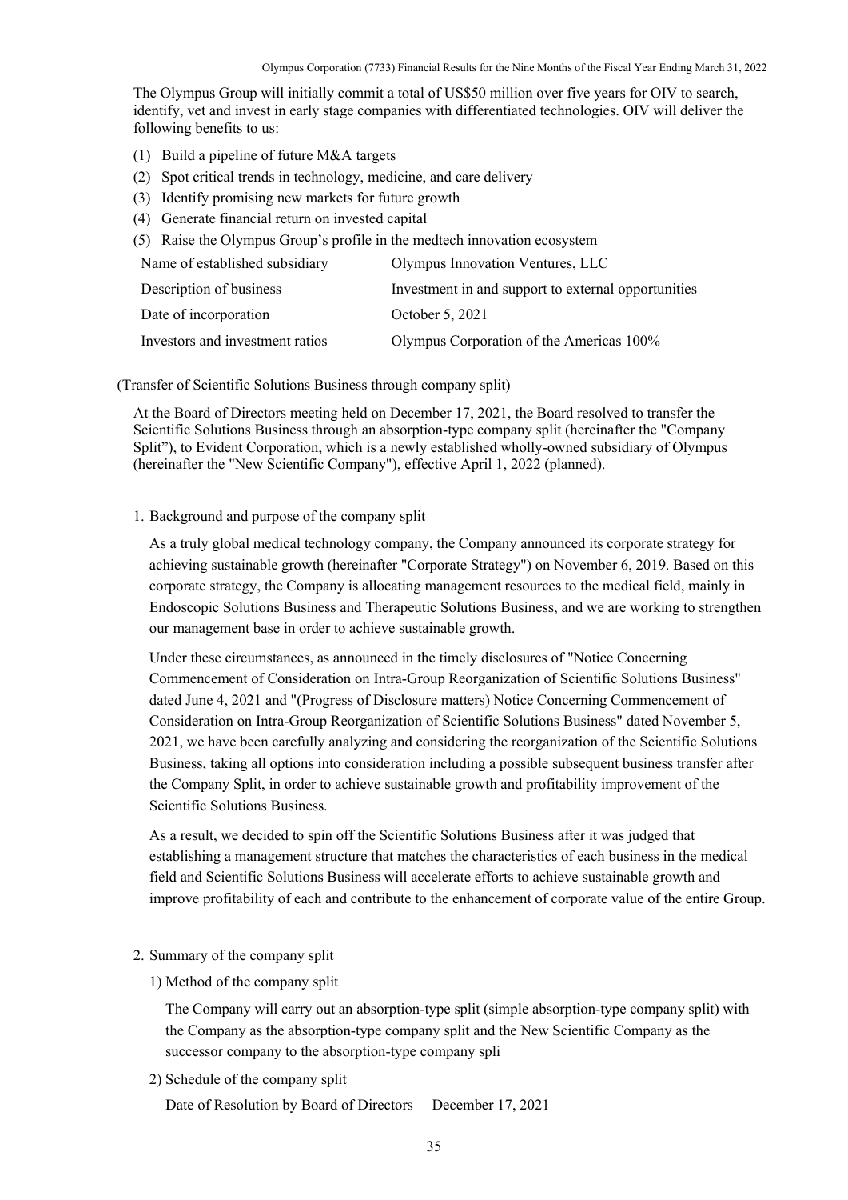The Olympus Group will initially commit a total of US$50 million over five years for OIV to search, identify, vet and invest in early stage companies with differentiated technologies. OIV will deliver the following benefits to us:

(1) Build a pipeline of future M&A targets
(2) Spot critical trends in technology, medicine, and care delivery
(3) Identify promising new markets for future growth
(4) Generate financial return on invested capital
(5) Raise the Olympus Group's profile in the medtech innovation ecosystem

| | |
|---|---|
| Name of established subsidiary | Olympus Innovation Ventures, LLC |
| Description of business | Investment in and support to external opportunities |
| Date of incorporation | October 5, 2021 |
| Investors and investment ratios | Olympus Corporation of the Americas 100% |

(Transfer of Scientific Solutions Business through company split)

At the Board of Directors meeting held on December 17, 2021, the Board resolved to transfer the Scientific Solutions Business through an absorption-type company split (hereinafter the "Company Split"), to Evident Corporation, which is a newly established wholly-owned subsidiary of Olympus (hereinafter the "New Scientific Company"), effective April 1, 2022 (planned).

1. Background and purpose of the company split

As a truly global medical technology company, the Company announced its corporate strategy for achieving sustainable growth (hereinafter "Corporate Strategy") on November 6, 2019. Based on this corporate strategy, the Company is allocating management resources to the medical field, mainly in Endoscopic Solutions Business and Therapeutic Solutions Business, and we are working to strengthen our management base in order to achieve sustainable growth.

Under these circumstances, as announced in the timely disclosures of "Notice Concerning Commencement of Consideration on Intra-Group Reorganization of Scientific Solutions Business" dated June 4, 2021 and "(Progress of Disclosure matters) Notice Concerning Commencement of Consideration on Intra-Group Reorganization of Scientific Solutions Business" dated November 5, 2021, we have been carefully analyzing and considering the reorganization of the Scientific Solutions Business, taking all options into consideration including a possible subsequent business transfer after the Company Split, in order to achieve sustainable growth and profitability improvement of the Scientific Solutions Business.

As a result, we decided to spin off the Scientific Solutions Business after it was judged that establishing a management structure that matches the characteristics of each business in the medical field and Scientific Solutions Business will accelerate efforts to achieve sustainable growth and improve profitability of each and contribute to the enhancement of corporate value of the entire Group.

2. Summary of the company split

1) Method of the company split

The Company will carry out an absorption-type split (simple absorption-type company split) with the Company as the absorption-type company split and the New Scientific Company as the successor company to the absorption-type company spli

2) Schedule of the company split

Date of Resolution by Board of Directors December 17, 2021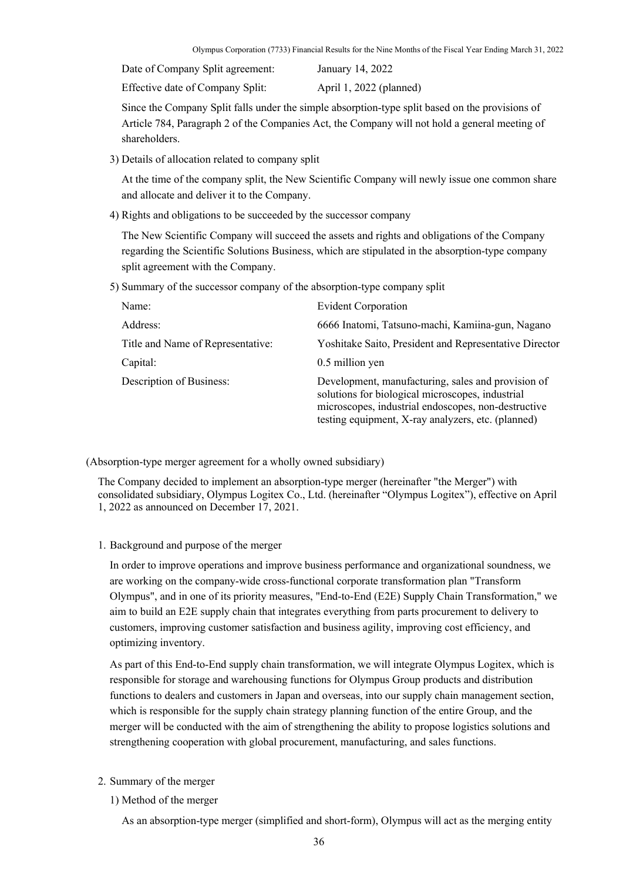Date of Company Split agreement: January 14, 2022

Effective date of Company Split: April 1, 2022 (planned)

Since the Company Split falls under the simple absorption-type split based on the provisions of Article 784, Paragraph 2 of the Companies Act, the Company will not hold a general meeting of shareholders.

3) Details of allocation related to company split

At the time of the company split, the New Scientific Company will newly issue one common share and allocate and deliver it to the Company.

4) Rights and obligations to be succeeded by the successor company

The New Scientific Company will succeed the assets and rights and obligations of the Company regarding the Scientific Solutions Business, which are stipulated in the absorption-type company split agreement with the Company.

5) Summary of the successor company of the absorption-type company split

| | |
|---|---|
| Name: | Evident Corporation |
| Address: | 6666 Inatomi, Tatsuno-machi, Kamiina-gun, Nagano |
| Title and Name of Representative: | Yoshitake Saito, President and Representative Director |
| Capital: | 0.5 million yen |
| Description of Business: | Development, manufacturing, sales and provision of solutions for biological microscopes, industrial microscopes, industrial endoscopes, non-destructive testing equipment, X-ray analyzers, etc. (planned) |

(Absorption-type merger agreement for a wholly owned subsidiary)

The Company decided to implement an absorption-type merger (hereinafter "the Merger") with consolidated subsidiary, Olympus Logitex Co., Ltd. (hereinafter "Olympus Logitex"), effective on April 1, 2022 as announced on December 17, 2021.

1. Background and purpose of the merger

In order to improve operations and improve business performance and organizational soundness, we are working on the company-wide cross-functional corporate transformation plan "Transform Olympus", and in one of its priority measures, "End-to-End (E2E) Supply Chain Transformation," we aim to build an E2E supply chain that integrates everything from parts procurement to delivery to customers, improving customer satisfaction and business agility, improving cost efficiency, and optimizing inventory.

As part of this End-to-End supply chain transformation, we will integrate Olympus Logitex, which is responsible for storage and warehousing functions for Olympus Group products and distribution functions to dealers and customers in Japan and overseas, into our supply chain management section, which is responsible for the supply chain strategy planning function of the entire Group, and the merger will be conducted with the aim of strengthening the ability to propose logistics solutions and strengthening cooperation with global procurement, manufacturing, and sales functions.

2. Summary of the merger

1) Method of the merger

As an absorption-type merger (simplified and short-form), Olympus will act as the merging entity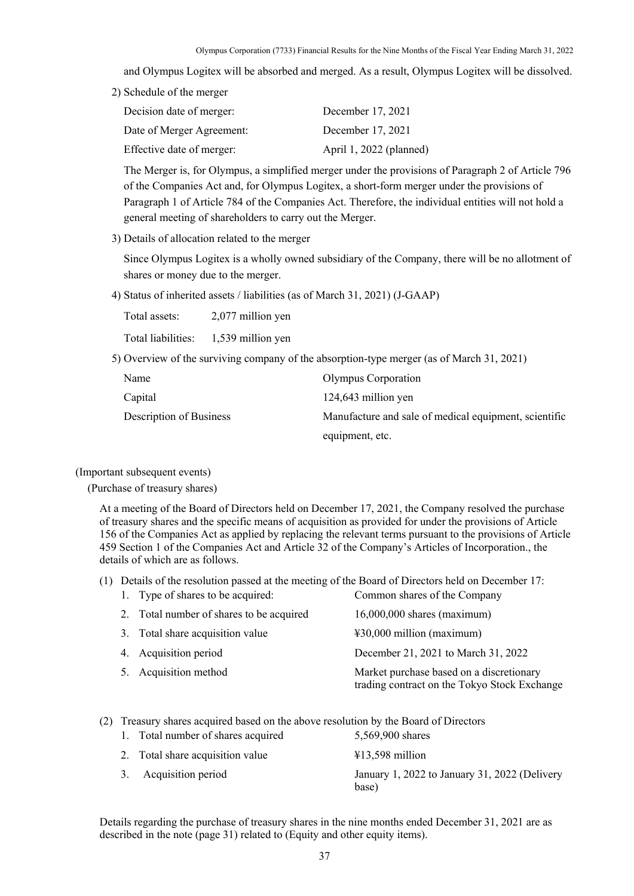and Olympus Logitex will be absorbed and merged. As a result, Olympus Logitex will be dissolved.

2) Schedule of the merger

| | |
|---|---|
| Decision date of merger: | December 17, 2021 |
| Date of Merger Agreement: | December 17, 2021 |
| Effective date of merger: | April 1, 2022 (planned) |

The Merger is, for Olympus, a simplified merger under the provisions of Paragraph 2 of Article 796 of the Companies Act and, for Olympus Logitex, a short-form merger under the provisions of Paragraph 1 of Article 784 of the Companies Act. Therefore, the individual entities will not hold a general meeting of shareholders to carry out the Merger.

3) Details of allocation related to the merger

Since Olympus Logitex is a wholly owned subsidiary of the Company, there will be no allotment of shares or money due to the merger.

4) Status of inherited assets / liabilities (as of March 31, 2021) (J-GAAP)

| | |
|---|---|
| Total assets: | 2,077 million yen |
| Total liabilities: | 1,539 million yen |

5) Overview of the surviving company of the absorption-type merger (as of March 31, 2021)

| | |
|---|---|
| Name | Olympus Corporation |
| Capital | 124,643 million yen |
| Description of Business | Manufacture and sale of medical equipment, scientific equipment, etc. |

(Important subsequent events)

(Purchase of treasury shares)

At a meeting of the Board of Directors held on December 17, 2021, the Company resolved the purchase of treasury shares and the specific means of acquisition as provided for under the provisions of Article 156 of the Companies Act as applied by replacing the relevant terms pursuant to the provisions of Article 459 Section 1 of the Companies Act and Article 32 of the Company's Articles of Incorporation., the details of which are as follows.

(1) Details of the resolution passed at the meeting of the Board of Directors held on December 17:

| | |
|---|---|
| 1. Type of shares to be acquired: | Common shares of the Company |
| 2. Total number of shares to be acquired | 16,000,000 shares (maximum) |
| 3. Total share acquisition value | ¥30,000 million (maximum) |
| 4. Acquisition period | December 21, 2021 to March 31, 2022 |
| 5. Acquisition method | Market purchase based on a discretionary trading contract on the Tokyo Stock Exchange |

(2) Treasury shares acquired based on the above resolution by the Board of Directors

| | |
|---|---|
| 1. Total number of shares acquired | 5,569,900 shares |
| 2. Total share acquisition value | ¥13,598 million |
| 3. Acquisition period | January 1, 2022 to January 31, 2022 (Delivery base) |

Details regarding the purchase of treasury shares in the nine months ended December 31, 2021 are as described in the note (page 31) related to (Equity and other equity items).